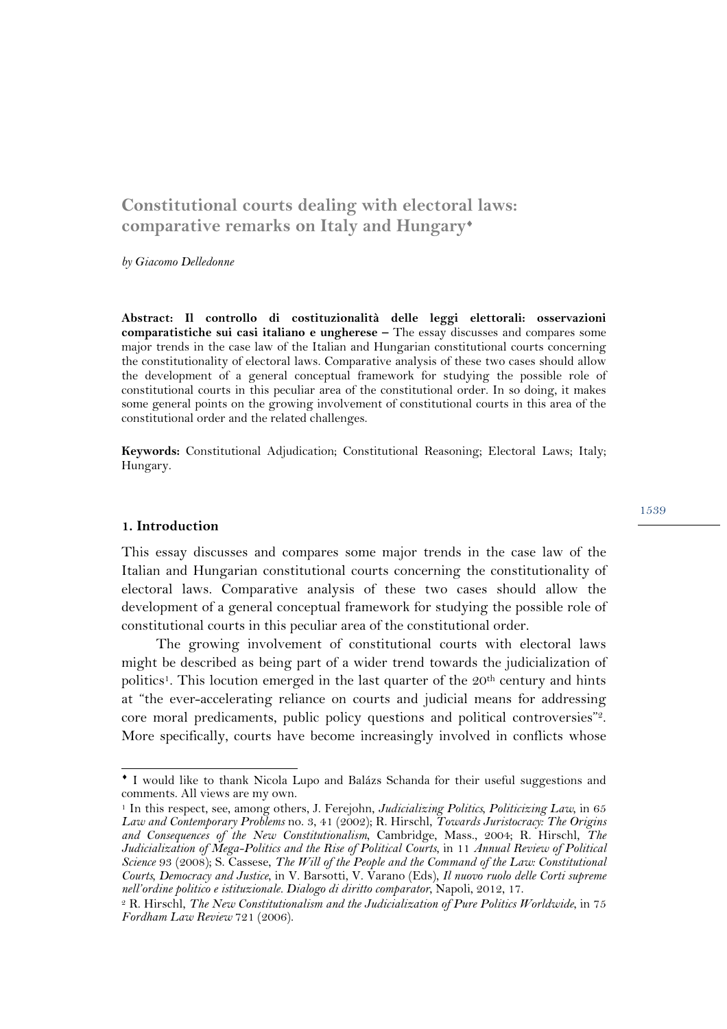# Constitutional courts dealing with electoral laws: comparative remarks on Italy and Hungary[♦]

*by Giacomo Delledonne*

**Abstract: Il controllo di costituzionalità delle leggi elettorali: osservazioni comparatistiche sui casi italiano e ungherese –** The essay discusses and compares some major trends in the case law of the Italian and Hungarian constitutional courts concerning the constitutionality of electoral laws. Comparative analysis of these two cases should allow the development of a general conceptual framework for studying the possible role of constitutional courts in this peculiar area of the constitutional order. In so doing, it makes some general points on the growing involvement of constitutional courts in this area of the constitutional order and the related challenges.

**Keywords:** Constitutional Adjudication; Constitutional Reasoning; Electoral Laws; Italy; Hungary.

## 1. Introduction

This essay discusses and compares some major trends in the case law of the Italian and Hungarian constitutional courts concerning the constitutionality of electoral laws. Comparative analysis of these two cases should allow the development of a general conceptual framework for studying the possible role of constitutional courts in this peculiar area of the constitutional order.

The growing involvement of constitutional courts with electoral laws might be described as being part of a wider trend towards the judicialization of politics[1]. This locution emerged in the last quarter of the 20th century and hints at "the ever-accelerating reliance on courts and judicial means for addressing core moral predicaments, public policy questions and political controversies"[2]. More specifically, courts have become increasingly involved in conflicts whose

---

[♦] I would like to thank Nicola Lupo and Balázs Schanda for their useful suggestions and comments. All views are my own.

[1] In this respect, see, among others, J. Ferejohn, *Judicializing Politics, Politicizing Law*, in 65 *Law and Contemporary Problems* no. 3, 41 (2002); R. Hirschl, *Towards Juristocracy: The Origins and Consequences of the New Constitutionalism*, Cambridge, Mass., 2004; R. Hirschl, *The Judicialization of Mega-Politics and the Rise of Political Courts*, in 11 *Annual Review of Political Science* 93 (2008); S. Cassese, *The Will of the People and the Command of the Law: Constitutional Courts, Democracy and Justice*, in V. Barsotti, V. Varano (Eds), *Il nuovo ruolo delle Corti supreme nell'ordine politico e istituzionale. Dialogo di diritto comparator*, Napoli, 2012, 17.

[2] R. Hirschl, *The New Constitutionalism and the Judicialization of Pure Politics Worldwide*, in 75 *Fordham Law Review* 721 (2006).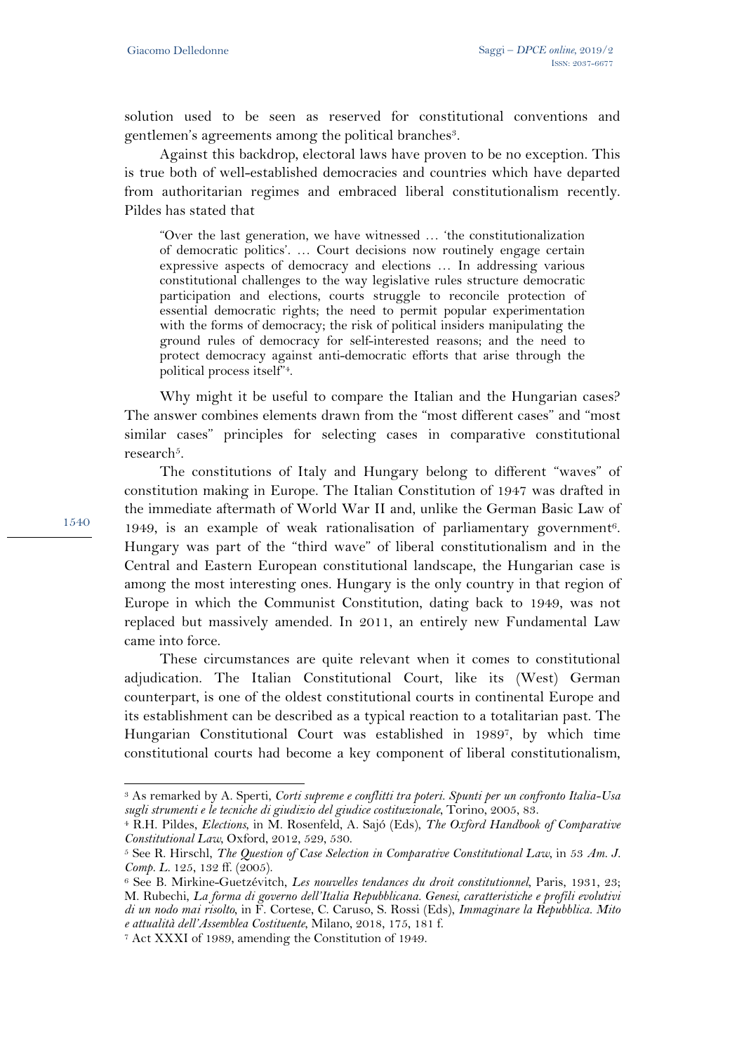solution used to be seen as reserved for constitutional conventions and gentlemen's agreements among the political branches[3].

Against this backdrop, electoral laws have proven to be no exception. This is true both of well-established democracies and countries which have departed from authoritarian regimes and embraced liberal constitutionalism recently. Pildes has stated that

> "Over the last generation, we have witnessed … 'the constitutionalization of democratic politics'. … Court decisions now routinely engage certain expressive aspects of democracy and elections … In addressing various constitutional challenges to the way legislative rules structure democratic participation and elections, courts struggle to reconcile protection of essential democratic rights; the need to permit popular experimentation with the forms of democracy; the risk of political insiders manipulating the ground rules of democracy for self-interested reasons; and the need to protect democracy against anti-democratic efforts that arise through the political process itself"[4].

Why might it be useful to compare the Italian and the Hungarian cases? The answer combines elements drawn from the "most different cases" and "most similar cases" principles for selecting cases in comparative constitutional research[5].

The constitutions of Italy and Hungary belong to different "waves" of constitution making in Europe. The Italian Constitution of 1947 was drafted in the immediate aftermath of World War II and, unlike the German Basic Law of 1949, is an example of weak rationalisation of parliamentary government[6]. Hungary was part of the "third wave" of liberal constitutionalism and in the Central and Eastern European constitutional landscape, the Hungarian case is among the most interesting ones. Hungary is the only country in that region of Europe in which the Communist Constitution, dating back to 1949, was not replaced but massively amended. In 2011, an entirely new Fundamental Law came into force.

These circumstances are quite relevant when it comes to constitutional adjudication. The Italian Constitutional Court, like its (West) German counterpart, is one of the oldest constitutional courts in continental Europe and its establishment can be described as a typical reaction to a totalitarian past. The Hungarian Constitutional Court was established in 1989[7], by which time constitutional courts had become a key component of liberal constitutionalism,

---

[3] As remarked by A. Sperti, *Corti supreme e conflitti tra poteri. Spunti per un confronto Italia-Usa sugli strumenti e le tecniche di giudizio del giudice costituzionale*, Torino, 2005, 83.

[4] R.H. Pildes, *Elections*, in M. Rosenfeld, A. Sajó (Eds), *The Oxford Handbook of Comparative Constitutional Law*, Oxford, 2012, 529, 530.

[5] See R. Hirschl, *The Question of Case Selection in Comparative Constitutional Law*, in 53 *Am. J. Comp. L.* 125, 132 ff. (2005).

[6] See B. Mirkine-Guetzévitch, *Les nouvelles tendances du droit constitutionnel*, Paris, 1931, 23; M. Rubechi, *La forma di governo dell'Italia Repubblicana. Genesi, caratteristiche e profili evolutivi di un nodo mai risolto*, in F. Cortese, C. Caruso, S. Rossi (Eds), *Immaginare la Repubblica. Mito e attualità dell'Assemblea Costituente*, Milano, 2018, 175, 181 f.

[7] Act XXXI of 1989, amending the Constitution of 1949.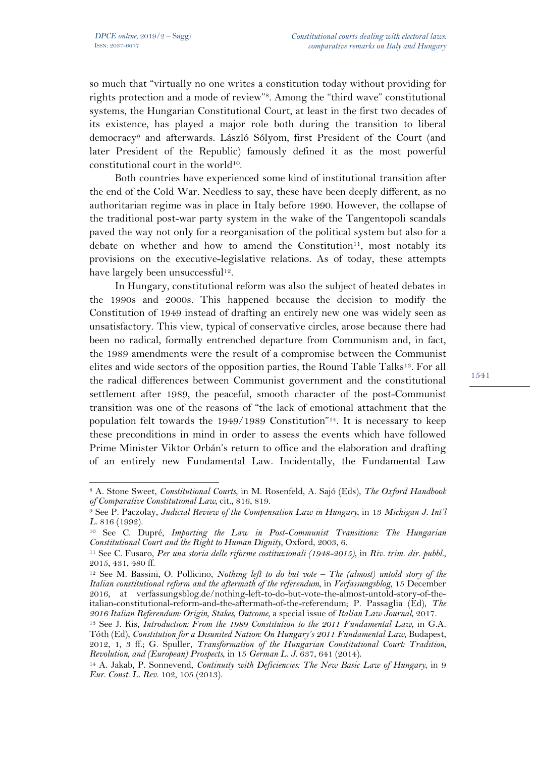so much that "virtually no one writes a constitution today without providing for rights protection and a mode of review"[8]. Among the "third wave" constitutional systems, the Hungarian Constitutional Court, at least in the first two decades of its existence, has played a major role both during the transition to liberal democracy[9] and afterwards. László Sólyom, first President of the Court (and later President of the Republic) famously defined it as the most powerful constitutional court in the world[10].

Both countries have experienced some kind of institutional transition after the end of the Cold War. Needless to say, these have been deeply different, as no authoritarian regime was in place in Italy before 1990. However, the collapse of the traditional post-war party system in the wake of the Tangentopoli scandals paved the way not only for a reorganisation of the political system but also for a debate on whether and how to amend the Constitution[11], most notably its provisions on the executive-legislative relations. As of today, these attempts have largely been unsuccessful[12].

In Hungary, constitutional reform was also the subject of heated debates in the 1990s and 2000s. This happened because the decision to modify the Constitution of 1949 instead of drafting an entirely new one was widely seen as unsatisfactory. This view, typical of conservative circles, arose because there had been no radical, formally entrenched departure from Communism and, in fact, the 1989 amendments were the result of a compromise between the Communist elites and wide sectors of the opposition parties, the Round Table Talks[13]. For all the radical differences between Communist government and the constitutional settlement after 1989, the peaceful, smooth character of the post-Communist transition was one of the reasons of "the lack of emotional attachment that the population felt towards the 1949/1989 Constitution"[14]. It is necessary to keep these preconditions in mind in order to assess the events which have followed Prime Minister Viktor Orbán's return to office and the elaboration and drafting of an entirely new Fundamental Law. Incidentally, the Fundamental Law

---

[8] A. Stone Sweet, *Constitutional Courts*, in M. Rosenfeld, A. Sajó (Eds), *The Oxford Handbook of Comparative Constitutional Law*, cit., 816, 819.

[9] See P. Paczolay, *Judicial Review of the Compensation Law in Hungary*, in 13 *Michigan J. Int'l L.* 816 (1992).

[10] See C. Dupré, *Importing the Law in Post-Communist Transitions: The Hungarian Constitutional Court and the Right to Human Dignity*, Oxford, 2003, 6.

[11] See C. Fusaro, *Per una storia delle riforme costituzionali (1948-2015)*, in *Riv. trim. dir. pubbl.*, 2015, 431, 480 ff.

[12] See M. Bassini, O. Pollicino, *Nothing left to do but vote – The (almost) untold story of the Italian constitutional reform and the aftermath of the referendum*, in *Verfassungsblog*, 15 December 2016, at verfassungsblog.de/nothing-left-to-do-but-vote-the-almost-untold-story-of-the-italian-constitutional-reform-and-the-aftermath-of-the-referendum; P. Passaglia (Ed), *The 2016 Italian Referendum: Origin, Stakes, Outcome*, a special issue of *Italian Law Journal*, 2017.

[13] See J. Kis, *Introduction: From the 1989 Constitution to the 2011 Fundamental Law*, in G.A. Tóth (Ed), *Constitution for a Disunited Nation: On Hungary's 2011 Fundamental Law*, Budapest, 2012, 1, 3 ff.; G. Spuller, *Transformation of the Hungarian Constitutional Court: Tradition, Revolution, and (European) Prospects*, in 15 *German L. J.* 637, 641 (2014).

[14] A. Jakab, P. Sonnevend, *Continuity with Deficiencies: The New Basic Law of Hungary*, in 9 *Eur. Const. L. Rev.* 102, 105 (2013).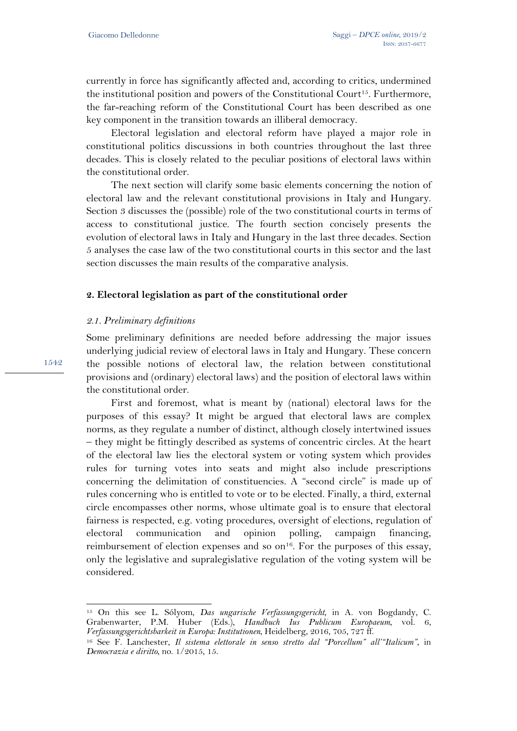currently in force has significantly affected and, according to critics, undermined the institutional position and powers of the Constitutional Court[15]. Furthermore, the far-reaching reform of the Constitutional Court has been described as one key component in the transition towards an illiberal democracy.

Electoral legislation and electoral reform have played a major role in constitutional politics discussions in both countries throughout the last three decades. This is closely related to the peculiar positions of electoral laws within the constitutional order.

The next section will clarify some basic elements concerning the notion of electoral law and the relevant constitutional provisions in Italy and Hungary. Section 3 discusses the (possible) role of the two constitutional courts in terms of access to constitutional justice. The fourth section concisely presents the evolution of electoral laws in Italy and Hungary in the last three decades. Section 5 analyses the case law of the two constitutional courts in this sector and the last section discusses the main results of the comparative analysis.

## 2. Electoral legislation as part of the constitutional order

### *2.1. Preliminary definitions*

Some preliminary definitions are needed before addressing the major issues underlying judicial review of electoral laws in Italy and Hungary. These concern the possible notions of electoral law, the relation between constitutional provisions and (ordinary) electoral laws) and the position of electoral laws within the constitutional order.

First and foremost, what is meant by (national) electoral laws for the purposes of this essay? It might be argued that electoral laws are complex norms, as they regulate a number of distinct, although closely intertwined issues – they might be fittingly described as systems of concentric circles. At the heart of the electoral law lies the electoral system or voting system which provides rules for turning votes into seats and might also include prescriptions concerning the delimitation of constituencies. A "second circle" is made up of rules concerning who is entitled to vote or to be elected. Finally, a third, external circle encompasses other norms, whose ultimate goal is to ensure that electoral fairness is respected, e.g. voting procedures, oversight of elections, regulation of electoral communication and opinion polling, campaign financing, reimbursement of election expenses and so on[16]. For the purposes of this essay, only the legislative and supralegislative regulation of the voting system will be considered.

---

[15] On this see L. Sólyom, *Das ungarische Verfassungsgericht*, in A. von Bogdandy, C. Grabenwarter, P.M. Huber (Eds.), *Handbuch Ius Publicum Europaeum*, vol. 6, *Verfassungsgerichtsbarkeit in Europa: Institutionen*, Heidelberg, 2016, 705, 727 ff.

[16] See F. Lanchester, *Il sistema elettorale in senso stretto dal "Porcellum" all'"Italicum"*, in *Democrazia e diritto*, no. 1/2015, 15.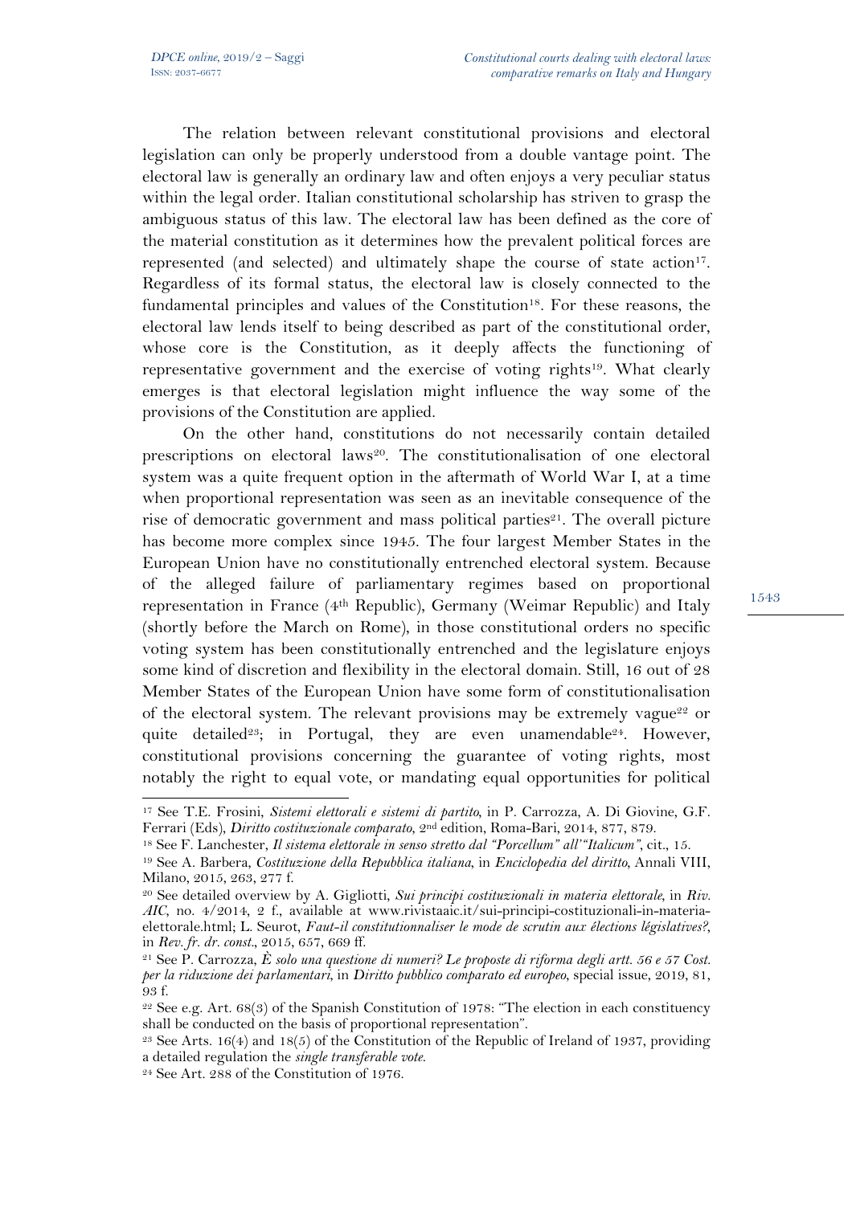The relation between relevant constitutional provisions and electoral legislation can only be properly understood from a double vantage point. The electoral law is generally an ordinary law and often enjoys a very peculiar status within the legal order. Italian constitutional scholarship has striven to grasp the ambiguous status of this law. The electoral law has been defined as the core of the material constitution as it determines how the prevalent political forces are represented (and selected) and ultimately shape the course of state action[17]. Regardless of its formal status, the electoral law is closely connected to the fundamental principles and values of the Constitution[18]. For these reasons, the electoral law lends itself to being described as part of the constitutional order, whose core is the Constitution, as it deeply affects the functioning of representative government and the exercise of voting rights[19]. What clearly emerges is that electoral legislation might influence the way some of the provisions of the Constitution are applied.

On the other hand, constitutions do not necessarily contain detailed prescriptions on electoral laws[20]. The constitutionalisation of one electoral system was a quite frequent option in the aftermath of World War I, at a time when proportional representation was seen as an inevitable consequence of the rise of democratic government and mass political parties[21]. The overall picture has become more complex since 1945. The four largest Member States in the European Union have no constitutionally entrenched electoral system. Because of the alleged failure of parliamentary regimes based on proportional representation in France (4th Republic), Germany (Weimar Republic) and Italy (shortly before the March on Rome), in those constitutional orders no specific voting system has been constitutionally entrenched and the legislature enjoys some kind of discretion and flexibility in the electoral domain. Still, 16 out of 28 Member States of the European Union have some form of constitutionalisation of the electoral system. The relevant provisions may be extremely vague[22] or quite detailed[23]; in Portugal, they are even unamendable[24]. However, constitutional provisions concerning the guarantee of voting rights, most notably the right to equal vote, or mandating equal opportunities for political

---

[17] See T.E. Frosini, *Sistemi elettorali e sistemi di partito*, in P. Carrozza, A. Di Giovine, G.F. Ferrari (Eds), *Diritto costituzionale comparato*, 2nd edition, Roma-Bari, 2014, 877, 879.

[18] See F. Lanchester, *Il sistema elettorale in senso stretto dal "Porcellum" all'"Italicum"*, cit., 15.

[19] See A. Barbera, *Costituzione della Repubblica italiana*, in *Enciclopedia del diritto*, Annali VIII, Milano, 2015, 263, 277 f.

[20] See detailed overview by A. Gigliotti, *Sui principi costituzionali in materia elettorale*, in *Riv. AIC*, no. 4/2014, 2 f., available at www.rivistaaic.it/sui-principi-costituzionali-in-materia-elettorale.html; L. Seurot, *Faut-il constitutionnaliser le mode de scrutin aux élections législatives?*, in *Rev. fr. dr. const.*, 2015, 657, 669 ff.

[21] See P. Carrozza, *È solo una questione di numeri? Le proposte di riforma degli artt. 56 e 57 Cost. per la riduzione dei parlamentari*, in *Diritto pubblico comparato ed europeo*, special issue, 2019, 81, 93 f.

[22] See e.g. Art. 68(3) of the Spanish Constitution of 1978: "The election in each constituency shall be conducted on the basis of proportional representation".

[23] See Arts. 16(4) and 18(5) of the Constitution of the Republic of Ireland of 1937, providing a detailed regulation the *single transferable vote*.

[24] See Art. 288 of the Constitution of 1976.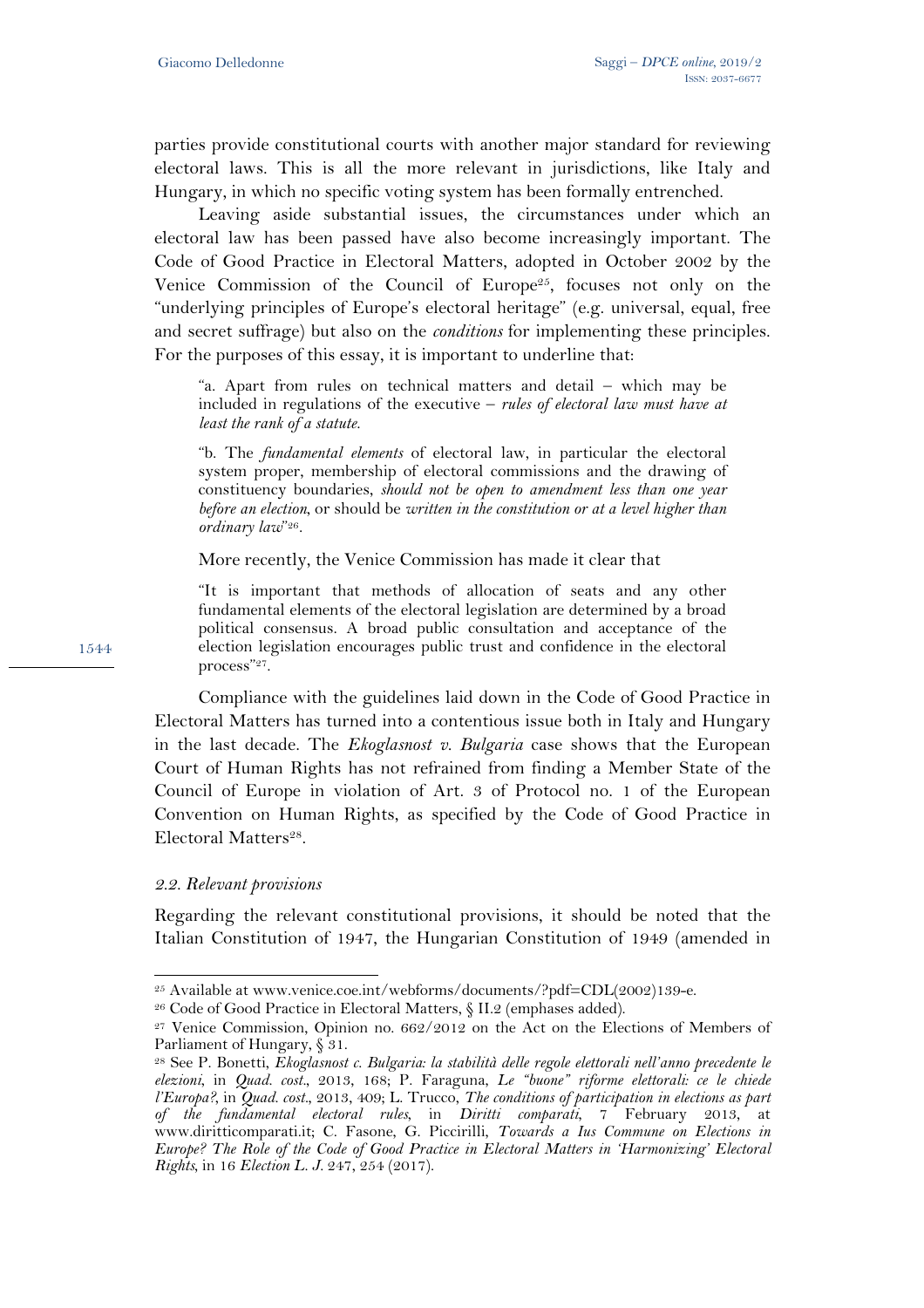parties provide constitutional courts with another major standard for reviewing electoral laws. This is all the more relevant in jurisdictions, like Italy and Hungary, in which no specific voting system has been formally entrenched.

Leaving aside substantial issues, the circumstances under which an electoral law has been passed have also become increasingly important. The Code of Good Practice in Electoral Matters, adopted in October 2002 by the Venice Commission of the Council of Europe[25], focuses not only on the "underlying principles of Europe's electoral heritage" (e.g. universal, equal, free and secret suffrage) but also on the *conditions* for implementing these principles. For the purposes of this essay, it is important to underline that:

> "a. Apart from rules on technical matters and detail – which may be included in regulations of the executive – *rules of electoral law must have at least the rank of a statute*.
>
> "b. The *fundamental elements* of electoral law, in particular the electoral system proper, membership of electoral commissions and the drawing of constituency boundaries, *should not be open to amendment less than one year before an election*, or should be *written in the constitution or at a level higher than ordinary law*"[26].

More recently, the Venice Commission has made it clear that

> "It is important that methods of allocation of seats and any other fundamental elements of the electoral legislation are determined by a broad political consensus. A broad public consultation and acceptance of the election legislation encourages public trust and confidence in the electoral process"[27].

Compliance with the guidelines laid down in the Code of Good Practice in Electoral Matters has turned into a contentious issue both in Italy and Hungary in the last decade. The *Ekoglasnost v. Bulgaria* case shows that the European Court of Human Rights has not refrained from finding a Member State of the Council of Europe in violation of Art. 3 of Protocol no. 1 of the European Convention on Human Rights, as specified by the Code of Good Practice in Electoral Matters[28].

### *2.2. Relevant provisions*

Regarding the relevant constitutional provisions, it should be noted that the Italian Constitution of 1947, the Hungarian Constitution of 1949 (amended in

---

[25] Available at www.venice.coe.int/webforms/documents/?pdf=CDL(2002)139-e.

[26] Code of Good Practice in Electoral Matters, § II.2 (emphases added).

[27] Venice Commission, Opinion no. 662/2012 on the Act on the Elections of Members of Parliament of Hungary, § 31.

[28] See P. Bonetti, *Ekoglasnost c. Bulgaria: la stabilità delle regole elettorali nell'anno precedente le elezioni*, in *Quad. cost.*, 2013, 168; P. Faraguna, *Le "buone" riforme elettorali: ce le chiede l'Europa?*, in *Quad. cost.*, 2013, 409; L. Trucco, *The conditions of participation in elections as part of the fundamental electoral rules*, in *Diritti comparati*, 7 February 2013, at www.diritticomparati.it; C. Fasone, G. Piccirilli, *Towards a Ius Commune on Elections in Europe? The Role of the Code of Good Practice in Electoral Matters in 'Harmonizing' Electoral Rights*, in 16 *Election L. J.* 247, 254 (2017).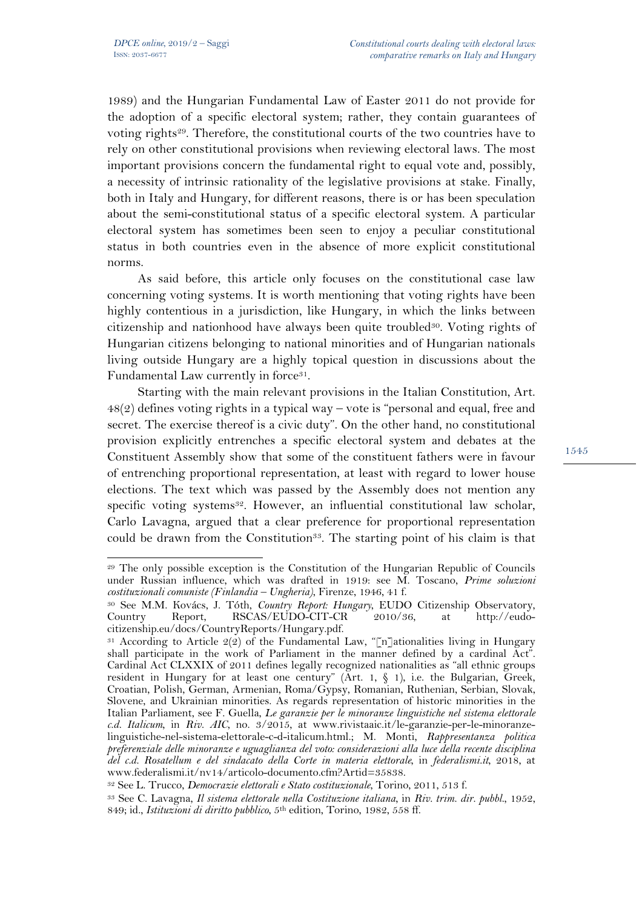1989) and the Hungarian Fundamental Law of Easter 2011 do not provide for the adoption of a specific electoral system; rather, they contain guarantees of voting rights[29]. Therefore, the constitutional courts of the two countries have to rely on other constitutional provisions when reviewing electoral laws. The most important provisions concern the fundamental right to equal vote and, possibly, a necessity of intrinsic rationality of the legislative provisions at stake. Finally, both in Italy and Hungary, for different reasons, there is or has been speculation about the semi-constitutional status of a specific electoral system. A particular electoral system has sometimes been seen to enjoy a peculiar constitutional status in both countries even in the absence of more explicit constitutional norms.

As said before, this article only focuses on the constitutional case law concerning voting systems. It is worth mentioning that voting rights have been highly contentious in a jurisdiction, like Hungary, in which the links between citizenship and nationhood have always been quite troubled[30]. Voting rights of Hungarian citizens belonging to national minorities and of Hungarian nationals living outside Hungary are a highly topical question in discussions about the Fundamental Law currently in force[31].

Starting with the main relevant provisions in the Italian Constitution, Art. 48(2) defines voting rights in a typical way – vote is "personal and equal, free and secret. The exercise thereof is a civic duty". On the other hand, no constitutional provision explicitly entrenches a specific electoral system and debates at the Constituent Assembly show that some of the constituent fathers were in favour of entrenching proportional representation, at least with regard to lower house elections. The text which was passed by the Assembly does not mention any specific voting systems[32]. However, an influential constitutional law scholar, Carlo Lavagna, argued that a clear preference for proportional representation could be drawn from the Constitution[33]. The starting point of his claim is that

---

[29] The only possible exception is the Constitution of the Hungarian Republic of Councils under Russian influence, which was drafted in 1919: see M. Toscano, *Prime soluzioni costituzionali comuniste (Finlandia – Ungheria)*, Firenze, 1946, 41 f.

[30] See M.M. Kovács, J. Tóth, *Country Report: Hungary*, EUDO Citizenship Observatory, Country Report, RSCAS/EUDO-CIT-CR 2010/36, at http://eudo-citizenship.eu/docs/CountryReports/Hungary.pdf.

[31] According to Article 2(2) of the Fundamental Law, "[n]ationalities living in Hungary shall participate in the work of Parliament in the manner defined by a cardinal Act". Cardinal Act CLXXIX of 2011 defines legally recognized nationalities as "all ethnic groups resident in Hungary for at least one century" (Art. 1, § 1), i.e. the Bulgarian, Greek, Croatian, Polish, German, Armenian, Roma/Gypsy, Romanian, Ruthenian, Serbian, Slovak, Slovene, and Ukrainian minorities. As regards representation of historic minorities in the Italian Parliament, see F. Guella, *Le garanzie per le minoranze linguistiche nel sistema elettorale c.d. Italicum*, in *Riv. AIC*, no. 3/2015, at www.rivistaaic.it/le-garanzie-per-le-minoranze-linguistiche-nel-sistema-elettorale-c-d-italicum.html.; M. Monti, *Rappresentanza politica preferenziale delle minoranze e uguaglianza del voto: considerazioni alla luce della recente disciplina del c.d. Rosatellum e del sindacato della Corte in materia elettorale*, in *federalismi.it*, 2018, at www.federalismi.it/nv14/articolo-documento.cfm?Artid=35838.

[32] See L. Trucco, *Democrazie elettorali e Stato costituzionale*, Torino, 2011, 513 f.

[33] See C. Lavagna, *Il sistema elettorale nella Costituzione italiana*, in *Riv. trim. dir. pubbl.*, 1952, 849; id., *Istituzioni di diritto pubblico*, 5th edition, Torino, 1982, 558 ff.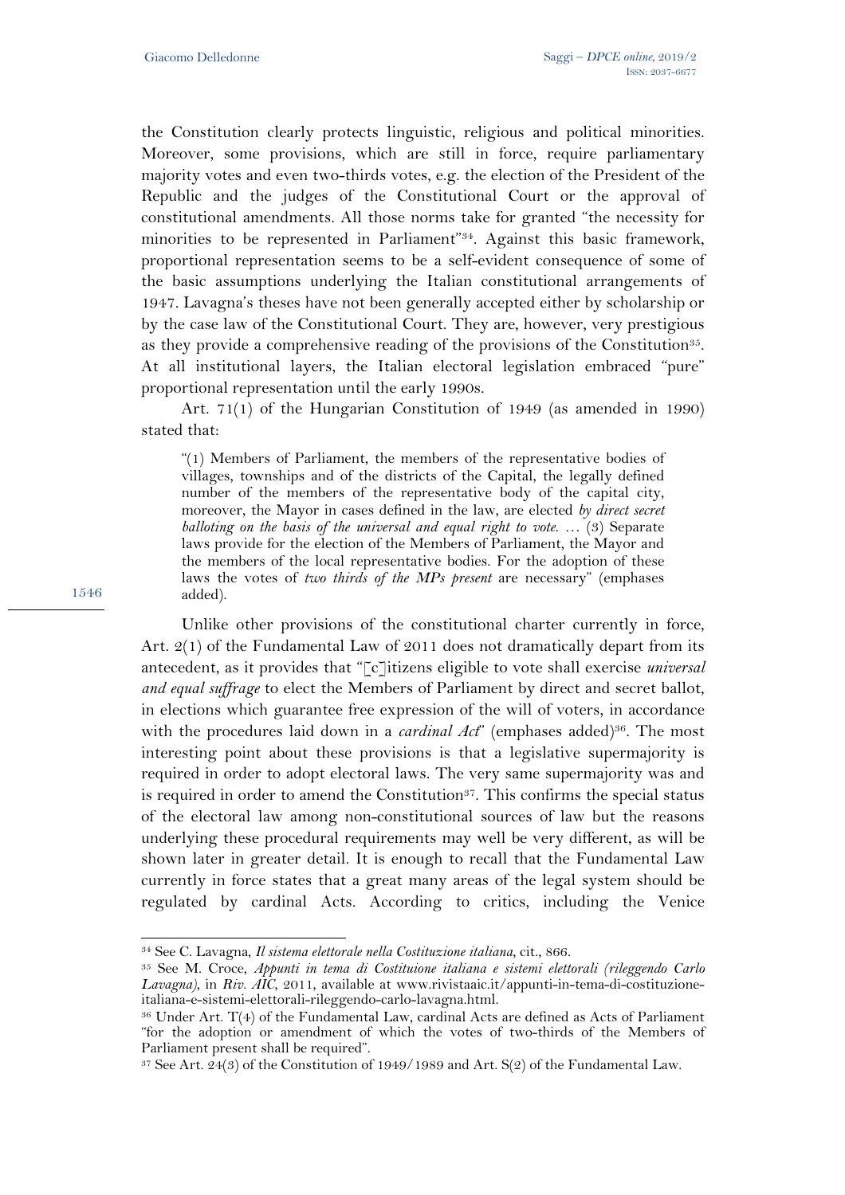the Constitution clearly protects linguistic, religious and political minorities. Moreover, some provisions, which are still in force, require parliamentary majority votes and even two-thirds votes, e.g. the election of the President of the Republic and the judges of the Constitutional Court or the approval of constitutional amendments. All those norms take for granted "the necessity for minorities to be represented in Parliament"[34]. Against this basic framework, proportional representation seems to be a self-evident consequence of some of the basic assumptions underlying the Italian constitutional arrangements of 1947. Lavagna's theses have not been generally accepted either by scholarship or by the case law of the Constitutional Court. They are, however, very prestigious as they provide a comprehensive reading of the provisions of the Constitution[35]. At all institutional layers, the Italian electoral legislation embraced "pure" proportional representation until the early 1990s.

Art. 71(1) of the Hungarian Constitution of 1949 (as amended in 1990) stated that:

> "(1) Members of Parliament, the members of the representative bodies of villages, townships and of the districts of the Capital, the legally defined number of the members of the representative body of the capital city, moreover, the Mayor in cases defined in the law, are elected *by direct secret balloting on the basis of the universal and equal right to vote*. … (3) Separate laws provide for the election of the Members of Parliament, the Mayor and the members of the local representative bodies. For the adoption of these laws the votes of *two thirds of the MPs present* are necessary" (emphases added).

Unlike other provisions of the constitutional charter currently in force, Art. 2(1) of the Fundamental Law of 2011 does not dramatically depart from its antecedent, as it provides that "[c]itizens eligible to vote shall exercise *universal and equal suffrage* to elect the Members of Parliament by direct and secret ballot, in elections which guarantee free expression of the will of voters, in accordance with the procedures laid down in a *cardinal Act*" (emphases added)[36]. The most interesting point about these provisions is that a legislative supermajority is required in order to adopt electoral laws. The very same supermajority was and is required in order to amend the Constitution[37]. This confirms the special status of the electoral law among non-constitutional sources of law but the reasons underlying these procedural requirements may well be very different, as will be shown later in greater detail. It is enough to recall that the Fundamental Law currently in force states that a great many areas of the legal system should be regulated by cardinal Acts. According to critics, including the Venice

---

[34] See C. Lavagna, *Il sistema elettorale nella Costituzione italiana*, cit., 866.

[35] See M. Croce, *Appunti in tema di Costituione italiana e sistemi elettorali (rileggendo Carlo Lavagna)*, in *Riv. AIC*, 2011, available at www.rivistaaic.it/appunti-in-tema-di-costituzione-italiana-e-sistemi-elettorali-rileggendo-carlo-lavagna.html.

[36] Under Art. T(4) of the Fundamental Law, cardinal Acts are defined as Acts of Parliament "for the adoption or amendment of which the votes of two-thirds of the Members of Parliament present shall be required".

[37] See Art. 24(3) of the Constitution of 1949/1989 and Art. S(2) of the Fundamental Law.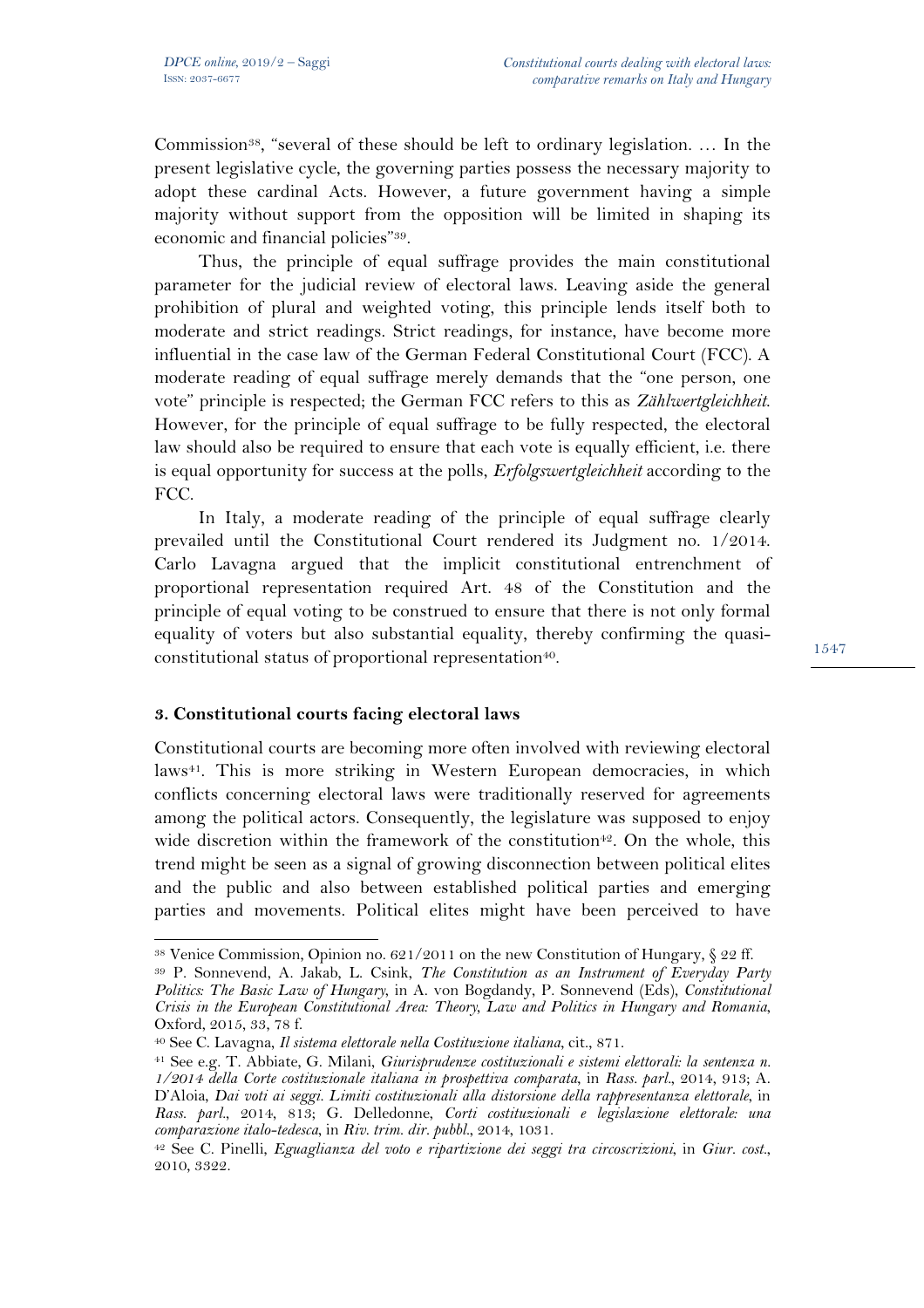Commission[38], "several of these should be left to ordinary legislation. … In the present legislative cycle, the governing parties possess the necessary majority to adopt these cardinal Acts. However, a future government having a simple majority without support from the opposition will be limited in shaping its economic and financial policies"[39].

Thus, the principle of equal suffrage provides the main constitutional parameter for the judicial review of electoral laws. Leaving aside the general prohibition of plural and weighted voting, this principle lends itself both to moderate and strict readings. Strict readings, for instance, have become more influential in the case law of the German Federal Constitutional Court (FCC). A moderate reading of equal suffrage merely demands that the "one person, one vote" principle is respected; the German FCC refers to this as *Zählwertgleichheit*. However, for the principle of equal suffrage to be fully respected, the electoral law should also be required to ensure that each vote is equally efficient, i.e. there is equal opportunity for success at the polls, *Erfolgswertgleichheit* according to the FCC.

In Italy, a moderate reading of the principle of equal suffrage clearly prevailed until the Constitutional Court rendered its Judgment no. 1/2014. Carlo Lavagna argued that the implicit constitutional entrenchment of proportional representation required Art. 48 of the Constitution and the principle of equal voting to be construed to ensure that there is not only formal equality of voters but also substantial equality, thereby confirming the quasi-constitutional status of proportional representation[40].

### 3. Constitutional courts facing electoral laws

Constitutional courts are becoming more often involved with reviewing electoral laws[41]. This is more striking in Western European democracies, in which conflicts concerning electoral laws were traditionally reserved for agreements among the political actors. Consequently, the legislature was supposed to enjoy wide discretion within the framework of the constitution[42]. On the whole, this trend might be seen as a signal of growing disconnection between political elites and the public and also between established political parties and emerging parties and movements. Political elites might have been perceived to have

---

[38] Venice Commission, Opinion no. 621/2011 on the new Constitution of Hungary, § 22 ff.

[39] P. Sonnevend, A. Jakab, L. Csink, *The Constitution as an Instrument of Everyday Party Politics: The Basic Law of Hungary*, in A. von Bogdandy, P. Sonnevend (Eds), *Constitutional Crisis in the European Constitutional Area: Theory, Law and Politics in Hungary and Romania*, Oxford, 2015, 33, 78 f.

[40] See C. Lavagna, *Il sistema elettorale nella Costituzione italiana*, cit., 871.

[41] See e.g. T. Abbiate, G. Milani, *Giurisprudenze costituzionali e sistemi elettorali: la sentenza n. 1/2014 della Corte costituzionale italiana in prospettiva comparata*, in *Rass. parl.*, 2014, 913; A. D'Aloia, *Dai voti ai seggi. Limiti costituzionali alla distorsione della rappresentanza elettorale*, in *Rass. parl.*, 2014, 813; G. Delledonne, *Corti costituzionali e legislazione elettorale: una comparazione italo-tedesca*, in *Riv. trim. dir. pubbl.*, 2014, 1031.

[42] See C. Pinelli, *Eguaglianza del voto e ripartizione dei seggi tra circoscrizioni*, in *Giur. cost.*, 2010, 3322.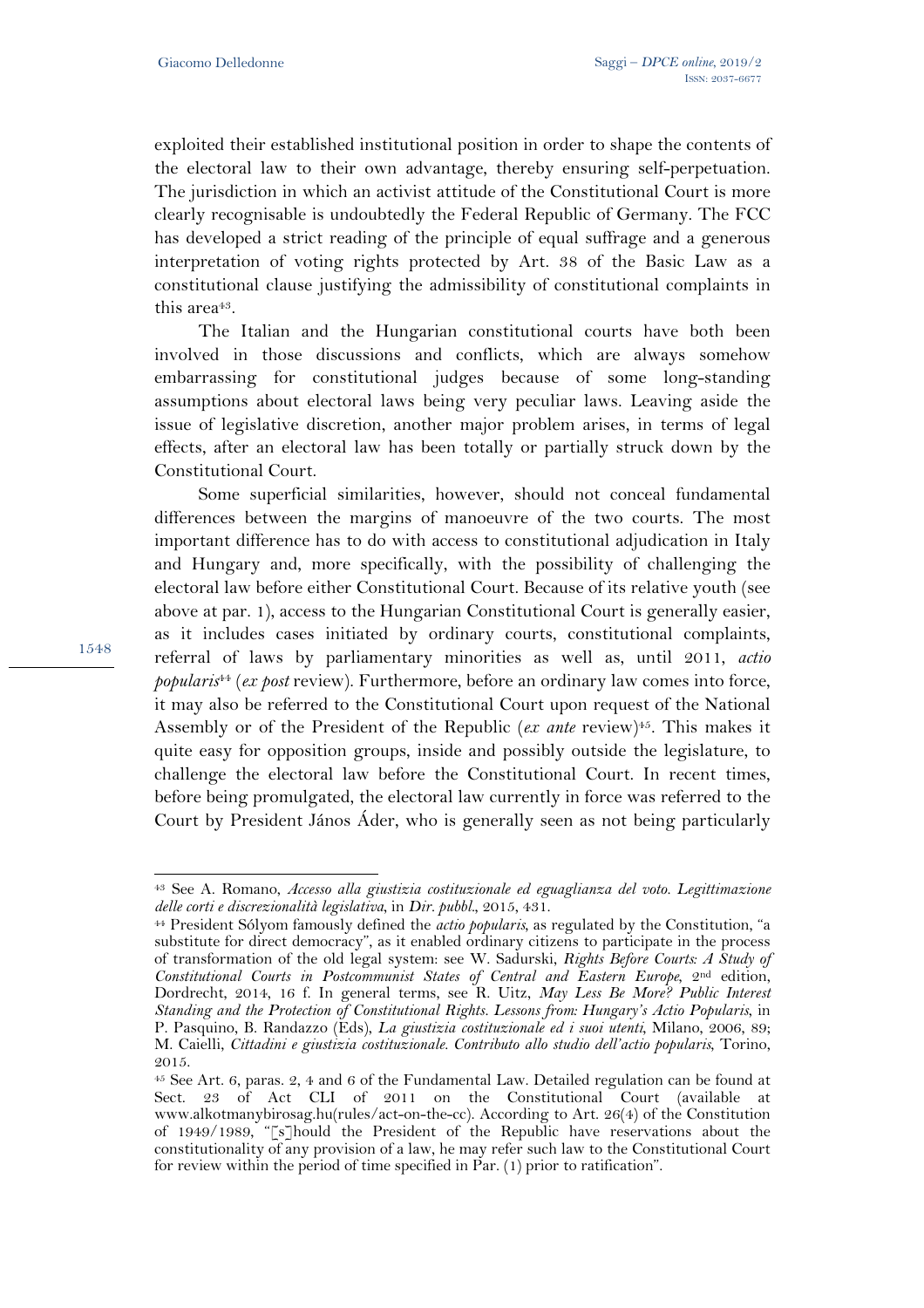exploited their established institutional position in order to shape the contents of the electoral law to their own advantage, thereby ensuring self-perpetuation. The jurisdiction in which an activist attitude of the Constitutional Court is more clearly recognisable is undoubtedly the Federal Republic of Germany. The FCC has developed a strict reading of the principle of equal suffrage and a generous interpretation of voting rights protected by Art. 38 of the Basic Law as a constitutional clause justifying the admissibility of constitutional complaints in this area[43].

The Italian and the Hungarian constitutional courts have both been involved in those discussions and conflicts, which are always somehow embarrassing for constitutional judges because of some long-standing assumptions about electoral laws being very peculiar laws. Leaving aside the issue of legislative discretion, another major problem arises, in terms of legal effects, after an electoral law has been totally or partially struck down by the Constitutional Court.

Some superficial similarities, however, should not conceal fundamental differences between the margins of manoeuvre of the two courts. The most important difference has to do with access to constitutional adjudication in Italy and Hungary and, more specifically, with the possibility of challenging the electoral law before either Constitutional Court. Because of its relative youth (see above at par. 1), access to the Hungarian Constitutional Court is generally easier, as it includes cases initiated by ordinary courts, constitutional complaints, referral of laws by parliamentary minorities as well as, until 2011, *actio popularis*[44] (*ex post* review). Furthermore, before an ordinary law comes into force, it may also be referred to the Constitutional Court upon request of the National Assembly or of the President of the Republic (*ex ante* review)[45]. This makes it quite easy for opposition groups, inside and possibly outside the legislature, to challenge the electoral law before the Constitutional Court. In recent times, before being promulgated, the electoral law currently in force was referred to the Court by President János Áder, who is generally seen as not being particularly

---

[43] See A. Romano, *Accesso alla giustizia costituzionale ed eguaglianza del voto. Legittimazione delle corti e discrezionalità legislativa*, in *Dir. pubbl.*, 2015, 431.

[44] President Sólyom famously defined the *actio popularis*, as regulated by the Constitution, "a substitute for direct democracy", as it enabled ordinary citizens to participate in the process of transformation of the old legal system: see W. Sadurski, *Rights Before Courts: A Study of Constitutional Courts in Postcommunist States of Central and Eastern Europe*, 2nd edition, Dordrecht, 2014, 16 f. In general terms, see R. Uitz, *May Less Be More? Public Interest Standing and the Protection of Constitutional Rights. Lessons from: Hungary's Actio Popularis*, in P. Pasquino, B. Randazzo (Eds), *La giustizia costituzionale ed i suoi utenti*, Milano, 2006, 89; M. Caielli, *Cittadini e giustizia costituzionale. Contributo allo studio dell'actio popularis*, Torino, 2015.

[45] See Art. 6, paras. 2, 4 and 6 of the Fundamental Law. Detailed regulation can be found at Sect. 23 of Act CLI of 2011 on the Constitutional Court (available at www.alkotmanybirosag.hu(rules/act-on-the-cc). According to Art. 26(4) of the Constitution of 1949/1989, "[s]hould the President of the Republic have reservations about the constitutionality of any provision of a law, he may refer such law to the Constitutional Court for review within the period of time specified in Par. (1) prior to ratification".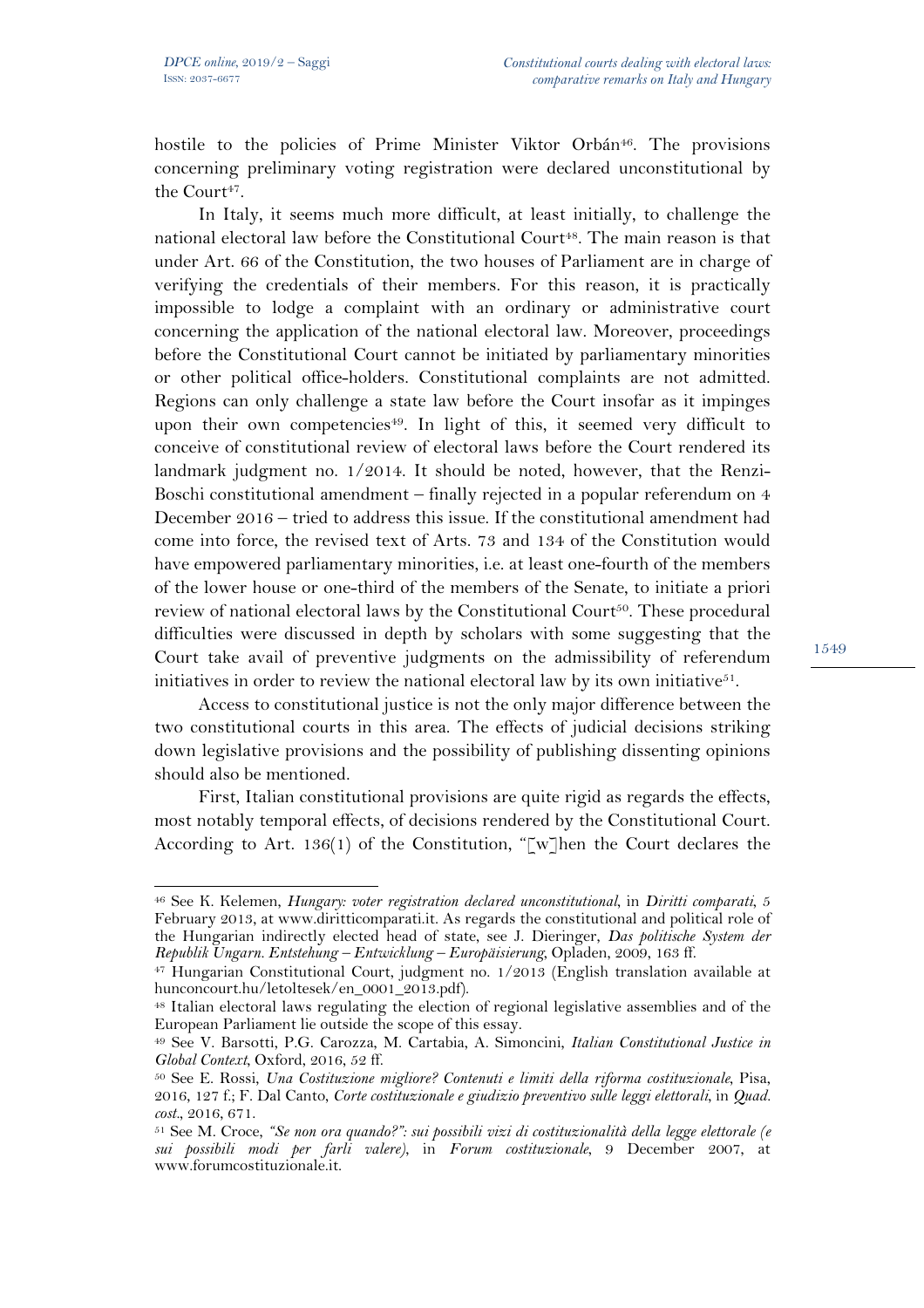hostile to the policies of Prime Minister Viktor Orbán[46]. The provisions concerning preliminary voting registration were declared unconstitutional by the Court[47].

In Italy, it seems much more difficult, at least initially, to challenge the national electoral law before the Constitutional Court[48]. The main reason is that under Art. 66 of the Constitution, the two houses of Parliament are in charge of verifying the credentials of their members. For this reason, it is practically impossible to lodge a complaint with an ordinary or administrative court concerning the application of the national electoral law. Moreover, proceedings before the Constitutional Court cannot be initiated by parliamentary minorities or other political office-holders. Constitutional complaints are not admitted. Regions can only challenge a state law before the Court insofar as it impinges upon their own competencies[49]. In light of this, it seemed very difficult to conceive of constitutional review of electoral laws before the Court rendered its landmark judgment no. 1/2014. It should be noted, however, that the Renzi-Boschi constitutional amendment – finally rejected in a popular referendum on 4 December 2016 – tried to address this issue. If the constitutional amendment had come into force, the revised text of Arts. 73 and 134 of the Constitution would have empowered parliamentary minorities, i.e. at least one-fourth of the members of the lower house or one-third of the members of the Senate, to initiate a priori review of national electoral laws by the Constitutional Court[50]. These procedural difficulties were discussed in depth by scholars with some suggesting that the Court take avail of preventive judgments on the admissibility of referendum initiatives in order to review the national electoral law by its own initiative[51].

Access to constitutional justice is not the only major difference between the two constitutional courts in this area. The effects of judicial decisions striking down legislative provisions and the possibility of publishing dissenting opinions should also be mentioned.

First, Italian constitutional provisions are quite rigid as regards the effects, most notably temporal effects, of decisions rendered by the Constitutional Court. According to Art. 136(1) of the Constitution, "[w]hen the Court declares the

---

[46] See K. Kelemen, *Hungary: voter registration declared unconstitutional*, in *Diritti comparati*, 5 February 2013, at www.diritticomparati.it. As regards the constitutional and political role of the Hungarian indirectly elected head of state, see J. Dieringer, *Das politische System der Republik Ungarn. Entstehung – Entwicklung – Europäisierung*, Opladen, 2009, 163 ff.

[47] Hungarian Constitutional Court, judgment no. 1/2013 (English translation available at hunconcourt.hu/letoltesek/en_0001_2013.pdf).

[48] Italian electoral laws regulating the election of regional legislative assemblies and of the European Parliament lie outside the scope of this essay.

[49] See V. Barsotti, P.G. Carozza, M. Cartabia, A. Simoncini, *Italian Constitutional Justice in Global Context*, Oxford, 2016, 52 ff.

[50] See E. Rossi, *Una Costituzione migliore? Contenuti e limiti della riforma costituzionale*, Pisa, 2016, 127 f.; F. Dal Canto, *Corte costituzionale e giudizio preventivo sulle leggi elettorali*, in *Quad. cost.*, 2016, 671.

[51] See M. Croce, *"Se non ora quando?": sui possibili vizi di costituzionalità della legge elettorale (e sui possibili modi per farli valere)*, in *Forum costituzionale*, 9 December 2007, at www.forumcostituzionale.it.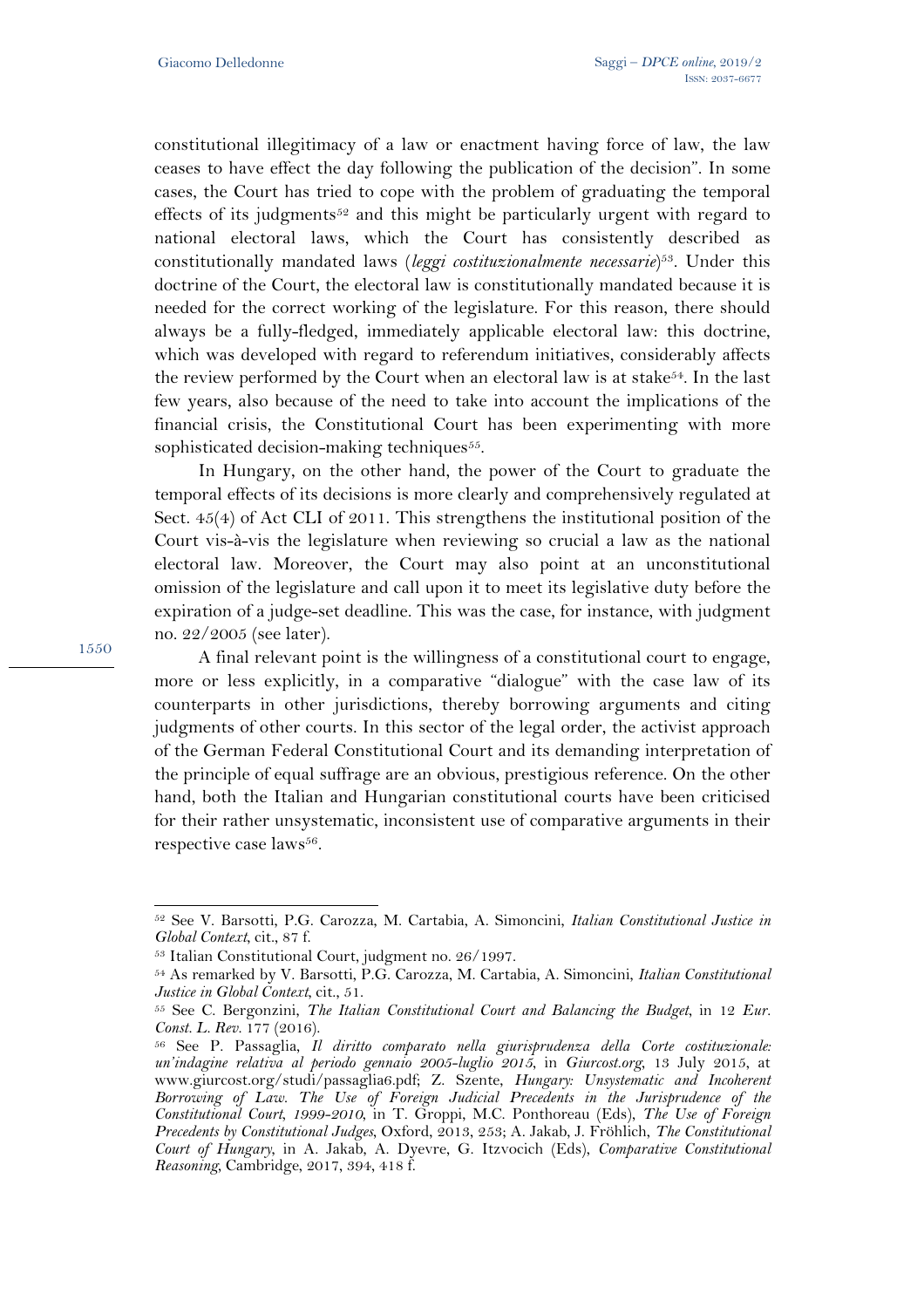constitutional illegitimacy of a law or enactment having force of law, the law ceases to have effect the day following the publication of the decision". In some cases, the Court has tried to cope with the problem of graduating the temporal effects of its judgments[52] and this might be particularly urgent with regard to national electoral laws, which the Court has consistently described as constitutionally mandated laws (*leggi costituzionalmente necessarie*)[53]. Under this doctrine of the Court, the electoral law is constitutionally mandated because it is needed for the correct working of the legislature. For this reason, there should always be a fully-fledged, immediately applicable electoral law: this doctrine, which was developed with regard to referendum initiatives, considerably affects the review performed by the Court when an electoral law is at stake[54]. In the last few years, also because of the need to take into account the implications of the financial crisis, the Constitutional Court has been experimenting with more sophisticated decision-making techniques[55].

In Hungary, on the other hand, the power of the Court to graduate the temporal effects of its decisions is more clearly and comprehensively regulated at Sect. 45(4) of Act CLI of 2011. This strengthens the institutional position of the Court vis-à-vis the legislature when reviewing so crucial a law as the national electoral law. Moreover, the Court may also point at an unconstitutional omission of the legislature and call upon it to meet its legislative duty before the expiration of a judge-set deadline. This was the case, for instance, with judgment no. 22/2005 (see later).

A final relevant point is the willingness of a constitutional court to engage, more or less explicitly, in a comparative "dialogue" with the case law of its counterparts in other jurisdictions, thereby borrowing arguments and citing judgments of other courts. In this sector of the legal order, the activist approach of the German Federal Constitutional Court and its demanding interpretation of the principle of equal suffrage are an obvious, prestigious reference. On the other hand, both the Italian and Hungarian constitutional courts have been criticised for their rather unsystematic, inconsistent use of comparative arguments in their respective case laws[56].

---

[52] See V. Barsotti, P.G. Carozza, M. Cartabia, A. Simoncini, *Italian Constitutional Justice in Global Context*, cit., 87 f.

[53] Italian Constitutional Court, judgment no. 26/1997.

[54] As remarked by V. Barsotti, P.G. Carozza, M. Cartabia, A. Simoncini, *Italian Constitutional Justice in Global Context*, cit., 51.

[55] See C. Bergonzini, *The Italian Constitutional Court and Balancing the Budget*, in 12 *Eur. Const. L. Rev.* 177 (2016).

[56] See P. Passaglia, *Il diritto comparato nella giurisprudenza della Corte costituzionale: un'indagine relativa al periodo gennaio 2005-luglio 2015*, in *Giurcost.org*, 13 July 2015, at www.giurcost.org/studi/passaglia6.pdf; Z. Szente, *Hungary: Unsystematic and Incoherent Borrowing of Law. The Use of Foreign Judicial Precedents in the Jurisprudence of the Constitutional Court, 1999-2010*, in T. Groppi, M.C. Ponthoreau (Eds), *The Use of Foreign Precedents by Constitutional Judges*, Oxford, 2013, 253; A. Jakab, J. Fröhlich, *The Constitutional Court of Hungary*, in A. Jakab, A. Dyevre, G. Itzvocich (Eds), *Comparative Constitutional Reasoning*, Cambridge, 2017, 394, 418 f.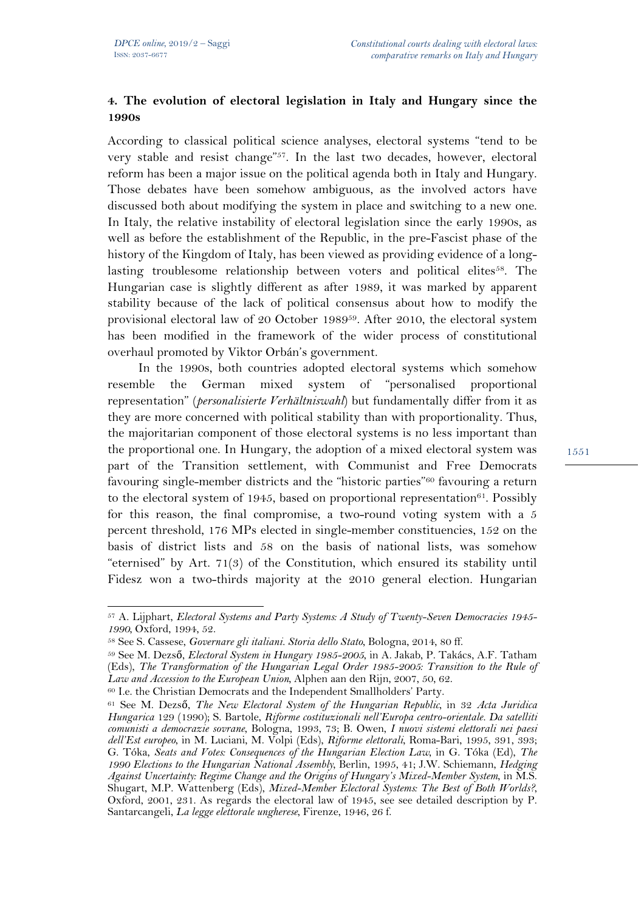## 4. The evolution of electoral legislation in Italy and Hungary since the 1990s

According to classical political science analyses, electoral systems "tend to be very stable and resist change"[57]. In the last two decades, however, electoral reform has been a major issue on the political agenda both in Italy and Hungary. Those debates have been somehow ambiguous, as the involved actors have discussed both about modifying the system in place and switching to a new one. In Italy, the relative instability of electoral legislation since the early 1990s, as well as before the establishment of the Republic, in the pre-Fascist phase of the history of the Kingdom of Italy, has been viewed as providing evidence of a long-lasting troublesome relationship between voters and political elites[58]. The Hungarian case is slightly different as after 1989, it was marked by apparent stability because of the lack of political consensus about how to modify the provisional electoral law of 20 October 1989[59]. After 2010, the electoral system has been modified in the framework of the wider process of constitutional overhaul promoted by Viktor Orbán's government.

In the 1990s, both countries adopted electoral systems which somehow resemble the German mixed system of "personalised proportional representation" (*personalisierte Verhältniswahl*) but fundamentally differ from it as they are more concerned with political stability than with proportionality. Thus, the majoritarian component of those electoral systems is no less important than the proportional one. In Hungary, the adoption of a mixed electoral system was part of the Transition settlement, with Communist and Free Democrats favouring single-member districts and the "historic parties"[60] favouring a return to the electoral system of 1945, based on proportional representation[61]. Possibly for this reason, the final compromise, a two-round voting system with a 5 percent threshold, 176 MPs elected in single-member constituencies, 152 on the basis of district lists and 58 on the basis of national lists, was somehow "eternised" by Art. 71(3) of the Constitution, which ensured its stability until Fidesz won a two-thirds majority at the 2010 general election. Hungarian

---

[57] A. Lijphart, *Electoral Systems and Party Systems: A Study of Twenty-Seven Democracies 1945-1990*, Oxford, 1994, 52.

[58] See S. Cassese, *Governare gli italiani. Storia dello Stato*, Bologna, 2014, 80 ff.

[59] See M. Dezső, *Electoral System in Hungary 1985-2005*, in A. Jakab, P. Takács, A.F. Tatham (Eds), *The Transformation of the Hungarian Legal Order 1985-2005: Transition to the Rule of Law and Accession to the European Union*, Alphen aan den Rijn, 2007, 50, 62.

[60] I.e. the Christian Democrats and the Independent Smallholders' Party.

[61] See M. Dezső, *The New Electoral System of the Hungarian Republic*, in 32 *Acta Juridica Hungarica* 129 (1990); S. Bartole, *Riforme costituzionali nell'Europa centro-orientale. Da satelliti comunisti a democrazie sovrane*, Bologna, 1993, 73; B. Owen, *I nuovi sistemi elettorali nei paesi dell'Est europeo*, in M. Luciani, M. Volpi (Eds), *Riforme elettorali*, Roma-Bari, 1995, 391, 393; G. Tóka, *Seats and Votes: Consequences of the Hungarian Election Law*, in G. Tóka (Ed), *The 1990 Elections to the Hungarian National Assembly*, Berlin, 1995, 41; J.W. Schiemann, *Hedging Against Uncertainty: Regime Change and the Origins of Hungary's Mixed-Member System*, in M.S. Shugart, M.P. Wattenberg (Eds), *Mixed-Member Electoral Systems: The Best of Both Worlds?*, Oxford, 2001, 231. As regards the electoral law of 1945, see see detailed description by P. Santarcangeli, *La legge elettorale ungherese*, Firenze, 1946, 26 f.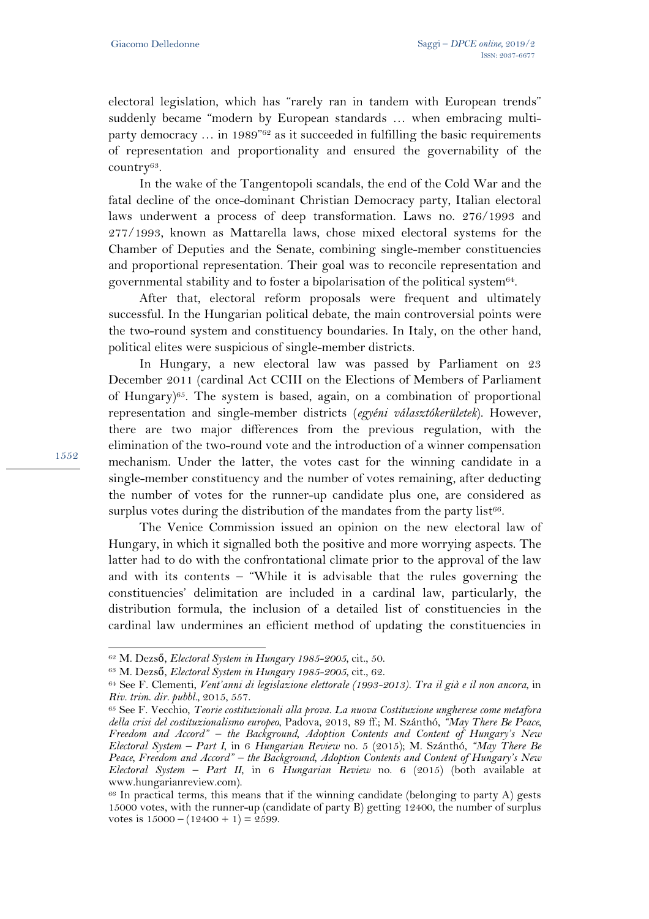electoral legislation, which has "rarely ran in tandem with European trends" suddenly became "modern by European standards … when embracing multi-party democracy … in 1989"[62] as it succeeded in fulfilling the basic requirements of representation and proportionality and ensured the governability of the country[63].

In the wake of the Tangentopoli scandals, the end of the Cold War and the fatal decline of the once-dominant Christian Democracy party, Italian electoral laws underwent a process of deep transformation. Laws no. 276/1993 and 277/1993, known as Mattarella laws, chose mixed electoral systems for the Chamber of Deputies and the Senate, combining single-member constituencies and proportional representation. Their goal was to reconcile representation and governmental stability and to foster a bipolarisation of the political system[64].

After that, electoral reform proposals were frequent and ultimately successful. In the Hungarian political debate, the main controversial points were the two-round system and constituency boundaries. In Italy, on the other hand, political elites were suspicious of single-member districts.

In Hungary, a new electoral law was passed by Parliament on 23 December 2011 (cardinal Act CCIII on the Elections of Members of Parliament of Hungary)[65]. The system is based, again, on a combination of proportional representation and single-member districts (*egyéni választókerületek*). However, there are two major differences from the previous regulation, with the elimination of the two-round vote and the introduction of a winner compensation mechanism. Under the latter, the votes cast for the winning candidate in a single-member constituency and the number of votes remaining, after deducting the number of votes for the runner-up candidate plus one, are considered as surplus votes during the distribution of the mandates from the party list[66].

The Venice Commission issued an opinion on the new electoral law of Hungary, in which it signalled both the positive and more worrying aspects. The latter had to do with the confrontational climate prior to the approval of the law and with its contents – "While it is advisable that the rules governing the constituencies' delimitation are included in a cardinal law, particularly, the distribution formula, the inclusion of a detailed list of constituencies in the cardinal law undermines an efficient method of updating the constituencies in

---

[62] M. Dezső, *Electoral System in Hungary 1985-2005*, cit., 50.

[63] M. Dezső, *Electoral System in Hungary 1985-2005*, cit., 62.

[64] See F. Clementi, *Vent'anni di legislazione elettorale (1993-2013). Tra il già e il non ancora*, in *Riv. trim. dir. pubbl.*, 2015, 557.

[65] See F. Vecchio, *Teorie costituzionali alla prova. La nuova Costituzione ungherese come metafora della crisi del costituzionalismo europeo*, Padova, 2013, 89 ff.; M. Szánthó, *"May There Be Peace, Freedom and Accord" – the Background, Adoption Contents and Content of Hungary's New Electoral System – Part I*, in 6 *Hungarian Review* no. 5 (2015); M. Szánthó, *"May There Be Peace, Freedom and Accord" – the Background, Adoption Contents and Content of Hungary's New Electoral System – Part II*, in 6 *Hungarian Review* no. 6 (2015) (both available at www.hungarianreview.com).

[66] In practical terms, this means that if the winning candidate (belonging to party A) gests 15000 votes, with the runner-up (candidate of party B) getting 12400, the number of surplus votes is $15000 - (12400 + 1) = 2599$.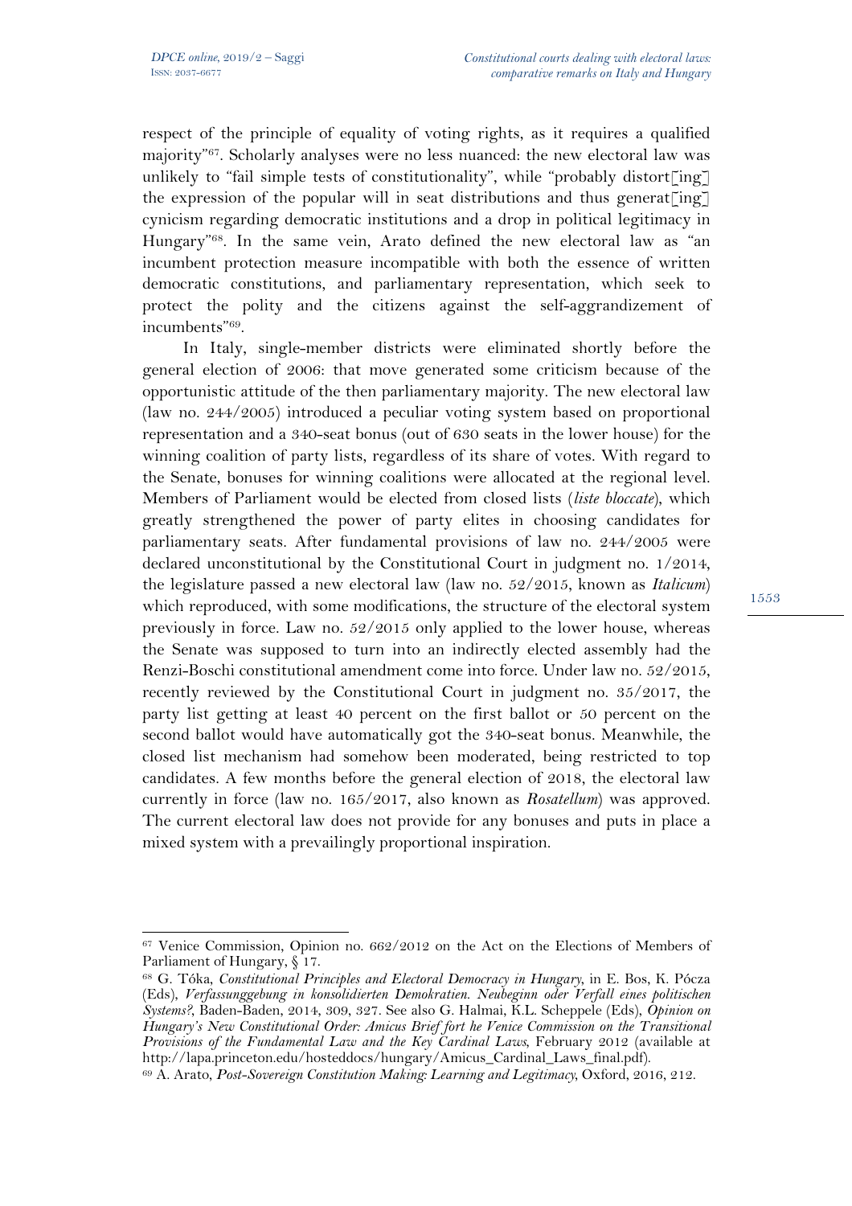respect of the principle of equality of voting rights, as it requires a qualified majority"[67]. Scholarly analyses were no less nuanced: the new electoral law was unlikely to "fail simple tests of constitutionality", while "probably distort[ing] the expression of the popular will in seat distributions and thus generat[ing] cynicism regarding democratic institutions and a drop in political legitimacy in Hungary"[68]. In the same vein, Arato defined the new electoral law as "an incumbent protection measure incompatible with both the essence of written democratic constitutions, and parliamentary representation, which seek to protect the polity and the citizens against the self-aggrandizement of incumbents"[69].

In Italy, single-member districts were eliminated shortly before the general election of 2006: that move generated some criticism because of the opportunistic attitude of the then parliamentary majority. The new electoral law (law no. 244/2005) introduced a peculiar voting system based on proportional representation and a 340-seat bonus (out of 630 seats in the lower house) for the winning coalition of party lists, regardless of its share of votes. With regard to the Senate, bonuses for winning coalitions were allocated at the regional level. Members of Parliament would be elected from closed lists (*liste bloccate*), which greatly strengthened the power of party elites in choosing candidates for parliamentary seats. After fundamental provisions of law no. 244/2005 were declared unconstitutional by the Constitutional Court in judgment no. 1/2014, the legislature passed a new electoral law (law no. 52/2015, known as *Italicum*) which reproduced, with some modifications, the structure of the electoral system previously in force. Law no. 52/2015 only applied to the lower house, whereas the Senate was supposed to turn into an indirectly elected assembly had the Renzi-Boschi constitutional amendment come into force. Under law no. 52/2015, recently reviewed by the Constitutional Court in judgment no. 35/2017, the party list getting at least 40 percent on the first ballot or 50 percent on the second ballot would have automatically got the 340-seat bonus. Meanwhile, the closed list mechanism had somehow been moderated, being restricted to top candidates. A few months before the general election of 2018, the electoral law currently in force (law no. 165/2017, also known as *Rosatellum*) was approved. The current electoral law does not provide for any bonuses and puts in place a mixed system with a prevailingly proportional inspiration.

---

[67] Venice Commission, Opinion no. 662/2012 on the Act on the Elections of Members of Parliament of Hungary, § 17.

[68] G. Tóka, *Constitutional Principles and Electoral Democracy in Hungary*, in E. Bos, K. Pócza (Eds), *Verfassunggebung in konsolidierten Demokratien. Neubeginn oder Verfall eines politischen Systems?*, Baden-Baden, 2014, 309, 327. See also G. Halmai, K.L. Scheppele (Eds), *Opinion on Hungary's New Constitutional Order: Amicus Brief fort he Venice Commission on the Transitional Provisions of the Fundamental Law and the Key Cardinal Laws*, February 2012 (available at http://lapa.princeton.edu/hosteddocs/hungary/Amicus_Cardinal_Laws_final.pdf).

[69] A. Arato, *Post-Sovereign Constitution Making: Learning and Legitimacy*, Oxford, 2016, 212.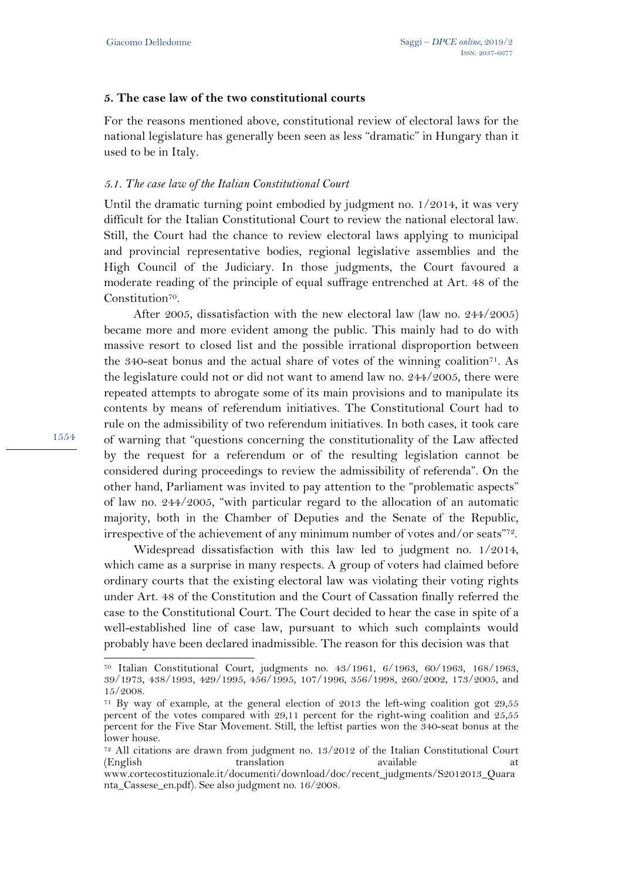### 5. The case law of the two constitutional courts

For the reasons mentioned above, constitutional review of electoral laws for the national legislature has generally been seen as less "dramatic" in Hungary than it used to be in Italy.

#### *5.1. The case law of the Italian Constitutional Court*

Until the dramatic turning point embodied by judgment no. 1/2014, it was very difficult for the Italian Constitutional Court to review the national electoral law. Still, the Court had the chance to review electoral laws applying to municipal and provincial representative bodies, regional legislative assemblies and the High Council of the Judiciary. In those judgments, the Court favoured a moderate reading of the principle of equal suffrage entrenched at Art. 48 of the Constitution[70].

After 2005, dissatisfaction with the new electoral law (law no. 244/2005) became more and more evident among the public. This mainly had to do with massive resort to closed list and the possible irrational disproportion between the 340-seat bonus and the actual share of votes of the winning coalition[71]. As the legislature could not or did not want to amend law no. 244/2005, there were repeated attempts to abrogate some of its main provisions and to manipulate its contents by means of referendum initiatives. The Constitutional Court had to rule on the admissibility of two referendum initiatives. In both cases, it took care of warning that "questions concerning the constitutionality of the Law affected by the request for a referendum or of the resulting legislation cannot be considered during proceedings to review the admissibility of referenda". On the other hand, Parliament was invited to pay attention to the "problematic aspects" of law no. 244/2005, "with particular regard to the allocation of an automatic majority, both in the Chamber of Deputies and the Senate of the Republic, irrespective of the achievement of any minimum number of votes and/or seats"[72].

Widespread dissatisfaction with this law led to judgment no. 1/2014, which came as a surprise in many respects. A group of voters had claimed before ordinary courts that the existing electoral law was violating their voting rights under Art. 48 of the Constitution and the Court of Cassation finally referred the case to the Constitutional Court. The Court decided to hear the case in spite of a well-established line of case law, pursuant to which such complaints would probably have been declared inadmissible. The reason for this decision was that

---

[70] Italian Constitutional Court, judgments no. 43/1961, 6/1963, 60/1963, 168/1963, 39/1973, 438/1993, 429/1995, 456/1995, 107/1996, 356/1998, 260/2002, 173/2005, and 15/2008.

[71] By way of example, at the general election of 2013 the left-wing coalition got 29,55 percent of the votes compared with 29,11 percent for the right-wing coalition and 25,55 percent for the Five Star Movement. Still, the leftist parties won the 340-seat bonus at the lower house.

[72] All citations are drawn from judgment no. 13/2012 of the Italian Constitutional Court (English translation available at www.cortecostituzionale.it/documenti/download/doc/recent_judgments/S2012013_Quaranta_Cassese_en.pdf). See also judgment no. 16/2008.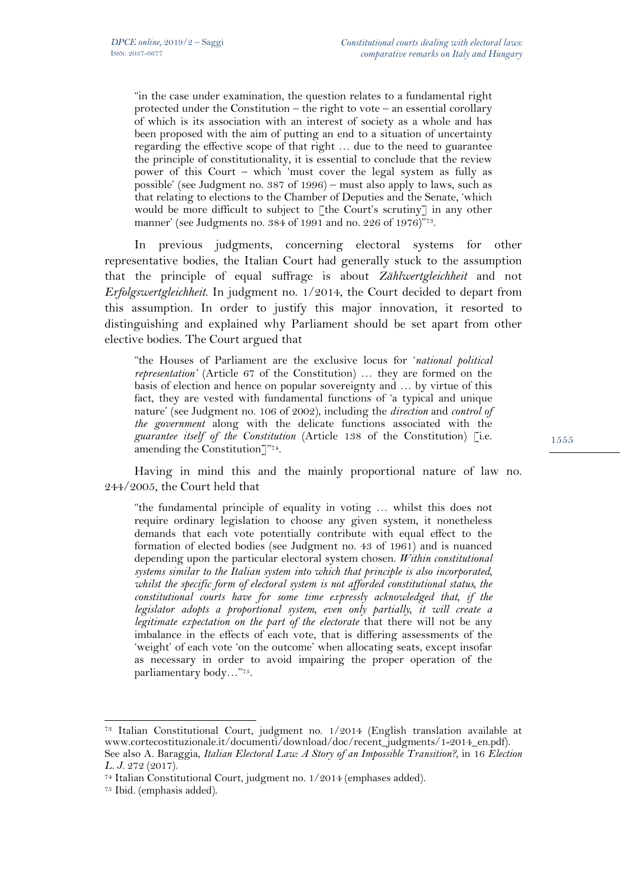> "in the case under examination, the question relates to a fundamental right protected under the Constitution – the right to vote – an essential corollary of which is its association with an interest of society as a whole and has been proposed with the aim of putting an end to a situation of uncertainty regarding the effective scope of that right … due to the need to guarantee the principle of constitutionality, it is essential to conclude that the review power of this Court – which 'must cover the legal system as fully as possible' (see Judgment no. 387 of 1996) – must also apply to laws, such as that relating to elections to the Chamber of Deputies and the Senate, 'which would be more difficult to subject to [the Court's scrutiny] in any other manner' (see Judgments no. 384 of 1991 and no. 226 of 1976)"[73].

In previous judgments, concerning electoral systems for other representative bodies, the Italian Court had generally stuck to the assumption that the principle of equal suffrage is about *Zählwertgleichheit* and not *Erfolgswertgleichheit*. In judgment no. 1/2014, the Court decided to depart from this assumption. In order to justify this major innovation, it resorted to distinguishing and explained why Parliament should be set apart from other elective bodies. The Court argued that

> "the Houses of Parliament are the exclusive locus for '*national political representation*' (Article 67 of the Constitution) … they are formed on the basis of election and hence on popular sovereignty and … by virtue of this fact, they are vested with fundamental functions of 'a typical and unique nature' (see Judgment no. 106 of 2002), including the *direction* and *control of the government* along with the delicate functions associated with the *guarantee itself of the Constitution* (Article 138 of the Constitution) [i.e. amending the Constitution]"[74].

Having in mind this and the mainly proportional nature of law no. 244/2005, the Court held that

> "the fundamental principle of equality in voting … whilst this does not require ordinary legislation to choose any given system, it nonetheless demands that each vote potentially contribute with equal effect to the formation of elected bodies (see Judgment no. 43 of 1961) and is nuanced depending upon the particular electoral system chosen. *Within constitutional systems similar to the Italian system into which that principle is also incorporated, whilst the specific form of electoral system is not afforded constitutional status, the constitutional courts have for some time expressly acknowledged that, if the legislator adopts a proportional system, even only partially, it will create a legitimate expectation on the part of the electorate* that there will not be any imbalance in the effects of each vote, that is differing assessments of the 'weight' of each vote 'on the outcome' when allocating seats, except insofar as necessary in order to avoid impairing the proper operation of the parliamentary body…"[75].

---

[73] Italian Constitutional Court, judgment no. 1/2014 (English translation available at www.cortecostituzionale.it/documenti/download/doc/recent_judgments/1-2014_en.pdf). See also A. Baraggia, *Italian Electoral Law: A Story of an Impossible Transition?*, in 16 *Election L. J.* 272 (2017).

[74] Italian Constitutional Court, judgment no. 1/2014 (emphases added).

[75] Ibid. (emphasis added).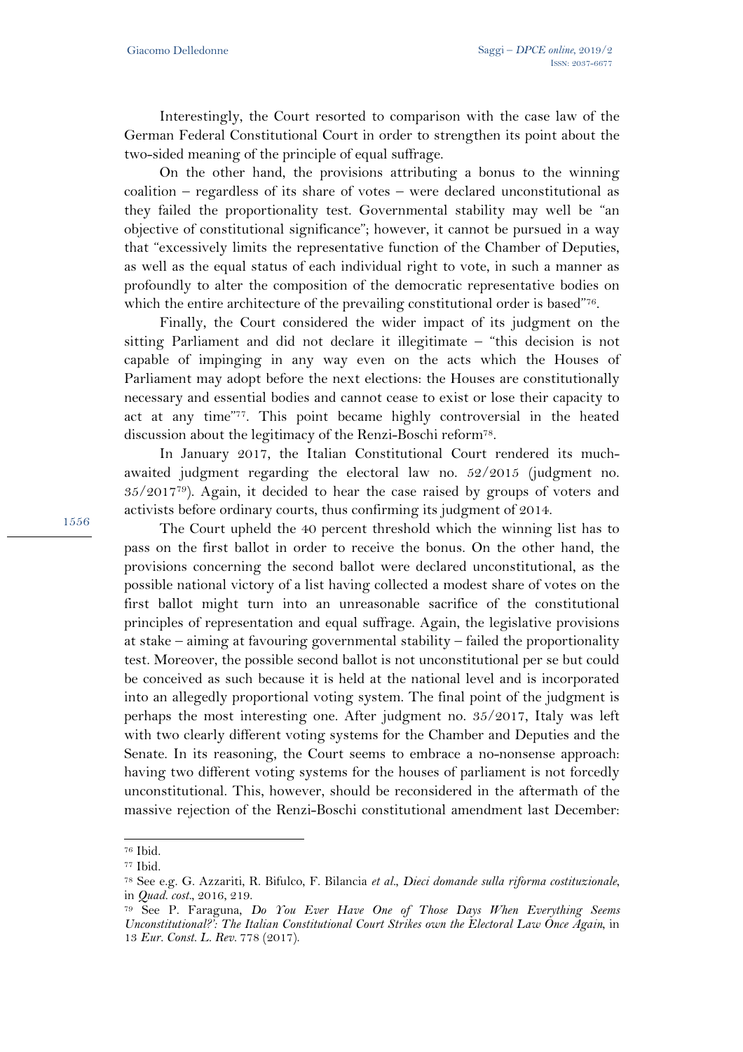Interestingly, the Court resorted to comparison with the case law of the German Federal Constitutional Court in order to strengthen its point about the two-sided meaning of the principle of equal suffrage.

On the other hand, the provisions attributing a bonus to the winning coalition – regardless of its share of votes – were declared unconstitutional as they failed the proportionality test. Governmental stability may well be "an objective of constitutional significance"; however, it cannot be pursued in a way that "excessively limits the representative function of the Chamber of Deputies, as well as the equal status of each individual right to vote, in such a manner as profoundly to alter the composition of the democratic representative bodies on which the entire architecture of the prevailing constitutional order is based"[76].

Finally, the Court considered the wider impact of its judgment on the sitting Parliament and did not declare it illegitimate – "this decision is not capable of impinging in any way even on the acts which the Houses of Parliament may adopt before the next elections: the Houses are constitutionally necessary and essential bodies and cannot cease to exist or lose their capacity to act at any time"[77]. This point became highly controversial in the heated discussion about the legitimacy of the Renzi-Boschi reform[78].

In January 2017, the Italian Constitutional Court rendered its much-awaited judgment regarding the electoral law no. 52/2015 (judgment no. 35/2017[79]). Again, it decided to hear the case raised by groups of voters and activists before ordinary courts, thus confirming its judgment of 2014.

The Court upheld the 40 percent threshold which the winning list has to pass on the first ballot in order to receive the bonus. On the other hand, the provisions concerning the second ballot were declared unconstitutional, as the possible national victory of a list having collected a modest share of votes on the first ballot might turn into an unreasonable sacrifice of the constitutional principles of representation and equal suffrage. Again, the legislative provisions at stake – aiming at favouring governmental stability – failed the proportionality test. Moreover, the possible second ballot is not unconstitutional per se but could be conceived as such because it is held at the national level and is incorporated into an allegedly proportional voting system. The final point of the judgment is perhaps the most interesting one. After judgment no. 35/2017, Italy was left with two clearly different voting systems for the Chamber and Deputies and the Senate. In its reasoning, the Court seems to embrace a no-nonsense approach: having two different voting systems for the houses of parliament is not forcedly unconstitutional. This, however, should be reconsidered in the aftermath of the massive rejection of the Renzi-Boschi constitutional amendment last December:

---

[76] Ibid.

[77] Ibid.

[78] See e.g. G. Azzariti, R. Bifulco, F. Bilancia *et al.*, *Dieci domande sulla riforma costituzionale*, in *Quad. cost.*, 2016, 219.

[79] See P. Faraguna, *Do You Ever Have One of Those Days When Everything Seems Unconstitutional?': The Italian Constitutional Court Strikes own the Electoral Law Once Again*, in 13 *Eur. Const. L. Rev.* 778 (2017).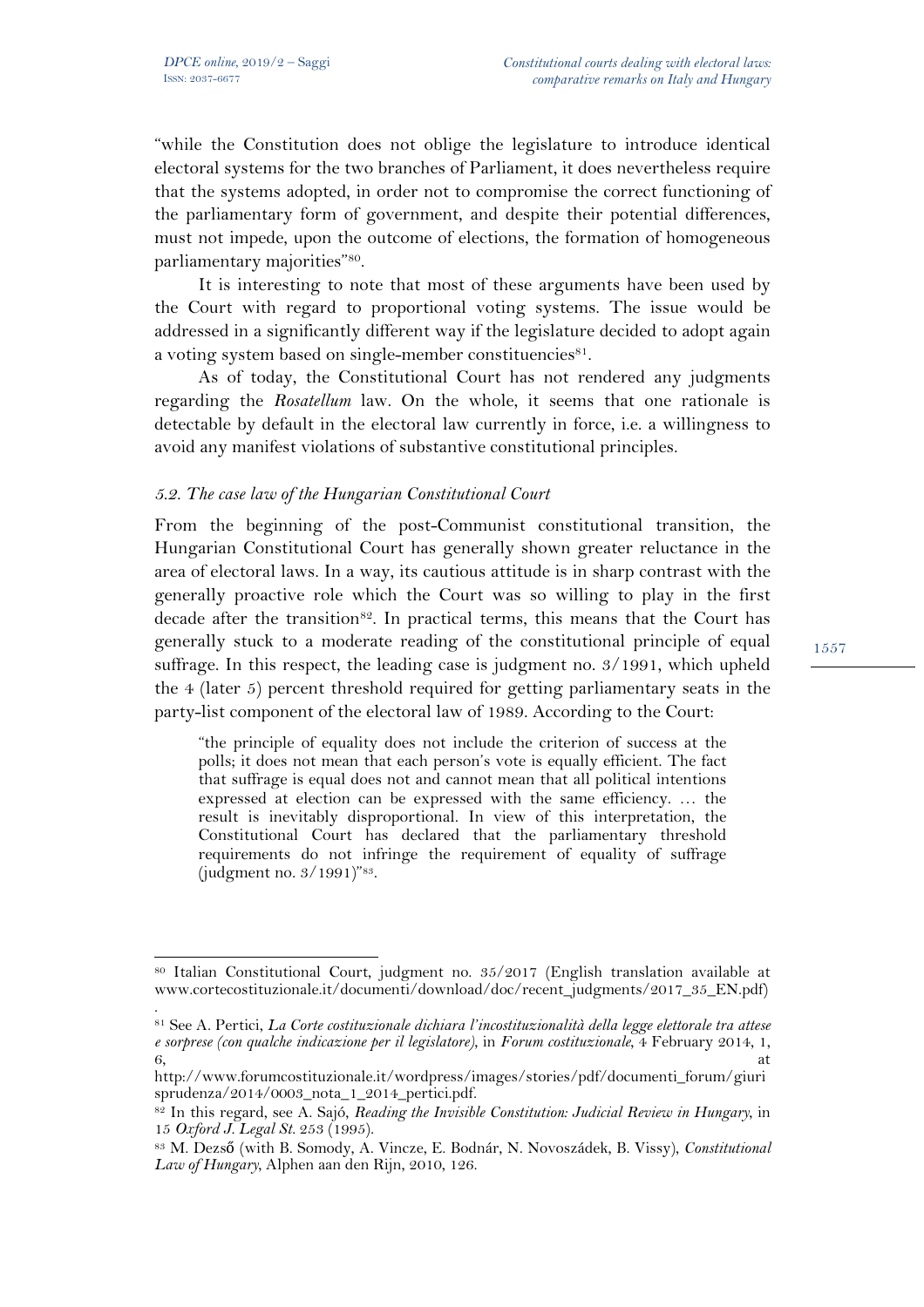"while the Constitution does not oblige the legislature to introduce identical electoral systems for the two branches of Parliament, it does nevertheless require that the systems adopted, in order not to compromise the correct functioning of the parliamentary form of government, and despite their potential differences, must not impede, upon the outcome of elections, the formation of homogeneous parliamentary majorities"[80].

It is interesting to note that most of these arguments have been used by the Court with regard to proportional voting systems. The issue would be addressed in a significantly different way if the legislature decided to adopt again a voting system based on single-member constituencies[81].

As of today, the Constitutional Court has not rendered any judgments regarding the *Rosatellum* law. On the whole, it seems that one rationale is detectable by default in the electoral law currently in force, i.e. a willingness to avoid any manifest violations of substantive constitutional principles.

### *5.2. The case law of the Hungarian Constitutional Court*

From the beginning of the post-Communist constitutional transition, the Hungarian Constitutional Court has generally shown greater reluctance in the area of electoral laws. In a way, its cautious attitude is in sharp contrast with the generally proactive role which the Court was so willing to play in the first decade after the transition[82]. In practical terms, this means that the Court has generally stuck to a moderate reading of the constitutional principle of equal suffrage. In this respect, the leading case is judgment no. 3/1991, which upheld the 4 (later 5) percent threshold required for getting parliamentary seats in the party-list component of the electoral law of 1989. According to the Court:

> "the principle of equality does not include the criterion of success at the polls; it does not mean that each person's vote is equally efficient. The fact that suffrage is equal does not and cannot mean that all political intentions expressed at election can be expressed with the same efficiency. … the result is inevitably disproportional. In view of this interpretation, the Constitutional Court has declared that the parliamentary threshold requirements do not infringe the requirement of equality of suffrage (judgment no. 3/1991)"[83].

---

[80] Italian Constitutional Court, judgment no. 35/2017 (English translation available at www.cortecostituzionale.it/documenti/download/doc/recent_judgments/2017_35_EN.pdf).

[81] See A. Pertici, *La Corte costituzionale dichiara l'incostituzionalità della legge elettorale tra attese e sorprese (con qualche indicazione per il legislatore)*, in *Forum costituzionale*, 4 February 2014, 1, 6, at http://www.forumcostituzionale.it/wordpress/images/stories/pdf/documenti_forum/giurisprudenza/2014/0003_nota_1_2014_pertici.pdf.

[82] In this regard, see A. Sajó, *Reading the Invisible Constitution: Judicial Review in Hungary*, in 15 *Oxford J. Legal St.* 253 (1995).

[83] M. Dezső (with B. Somody, A. Vincze, E. Bodnár, N. Novoszádek, B. Vissy), *Constitutional Law of Hungary*, Alphen aan den Rijn, 2010, 126.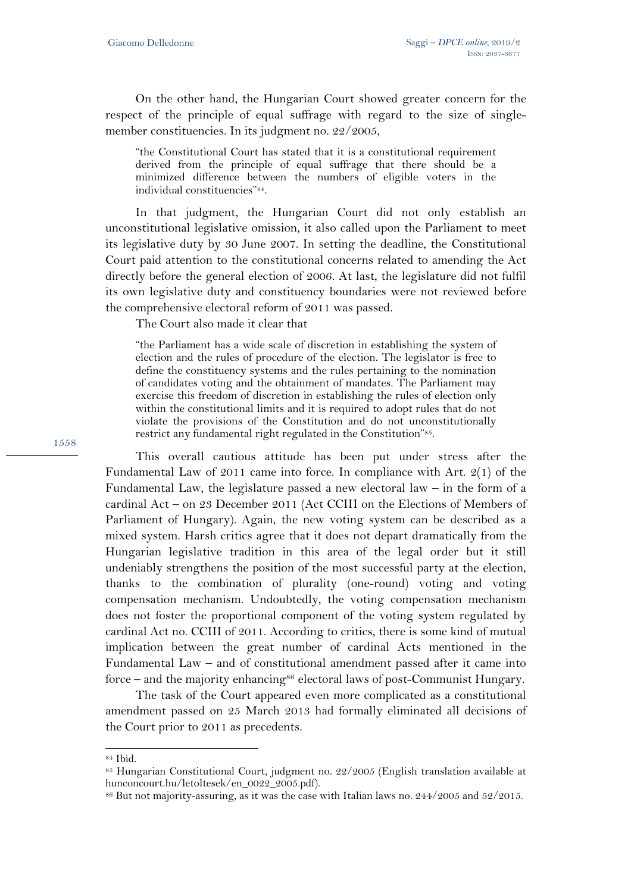On the other hand, the Hungarian Court showed greater concern for the respect of the principle of equal suffrage with regard to the size of single-member constituencies. In its judgment no. 22/2005,

> "the Constitutional Court has stated that it is a constitutional requirement derived from the principle of equal suffrage that there should be a minimized difference between the numbers of eligible voters in the individual constituencies"[84].

In that judgment, the Hungarian Court did not only establish an unconstitutional legislative omission, it also called upon the Parliament to meet its legislative duty by 30 June 2007. In setting the deadline, the Constitutional Court paid attention to the constitutional concerns related to amending the Act directly before the general election of 2006. At last, the legislature did not fulfil its own legislative duty and constituency boundaries were not reviewed before the comprehensive electoral reform of 2011 was passed.

The Court also made it clear that

> "the Parliament has a wide scale of discretion in establishing the system of election and the rules of procedure of the election. The legislator is free to define the constituency systems and the rules pertaining to the nomination of candidates voting and the obtainment of mandates. The Parliament may exercise this freedom of discretion in establishing the rules of election only within the constitutional limits and it is required to adopt rules that do not violate the provisions of the Constitution and do not unconstitutionally restrict any fundamental right regulated in the Constitution"[85].

This overall cautious attitude has been put under stress after the Fundamental Law of 2011 came into force. In compliance with Art. 2(1) of the Fundamental Law, the legislature passed a new electoral law – in the form of a cardinal Act – on 23 December 2011 (Act CCIII on the Elections of Members of Parliament of Hungary). Again, the new voting system can be described as a mixed system. Harsh critics agree that it does not depart dramatically from the Hungarian legislative tradition in this area of the legal order but it still undeniably strengthens the position of the most successful party at the election, thanks to the combination of plurality (one-round) voting and voting compensation mechanism. Undoubtedly, the voting compensation mechanism does not foster the proportional component of the voting system regulated by cardinal Act no. CCIII of 2011. According to critics, there is some kind of mutual implication between the great number of cardinal Acts mentioned in the Fundamental Law – and of constitutional amendment passed after it came into force – and the majority enhancing[86] electoral laws of post-Communist Hungary.

The task of the Court appeared even more complicated as a constitutional amendment passed on 25 March 2013 had formally eliminated all decisions of the Court prior to 2011 as precedents.

---

[84] Ibid.

[85] Hungarian Constitutional Court, judgment no. 22/2005 (English translation available at hunconcourt.hu/letoltesek/en_0022_2005.pdf).

[86] But not majority-assuring, as it was the case with Italian laws no. 244/2005 and 52/2015.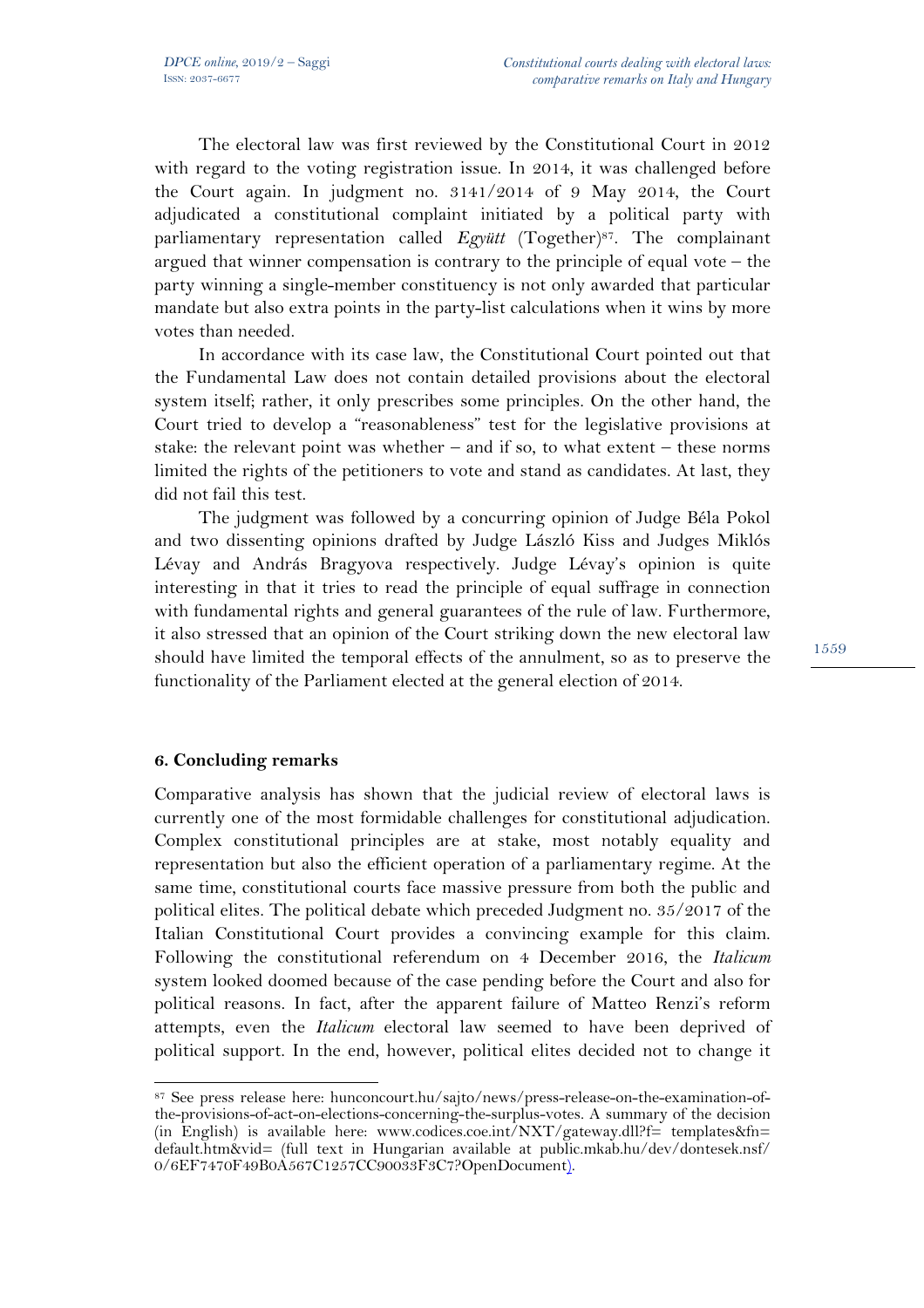The electoral law was first reviewed by the Constitutional Court in 2012 with regard to the voting registration issue. In 2014, it was challenged before the Court again. In judgment no. 3141/2014 of 9 May 2014, the Court adjudicated a constitutional complaint initiated by a political party with parliamentary representation called *Együtt* (Together)[87]. The complainant argued that winner compensation is contrary to the principle of equal vote – the party winning a single-member constituency is not only awarded that particular mandate but also extra points in the party-list calculations when it wins by more votes than needed.

In accordance with its case law, the Constitutional Court pointed out that the Fundamental Law does not contain detailed provisions about the electoral system itself; rather, it only prescribes some principles. On the other hand, the Court tried to develop a "reasonableness" test for the legislative provisions at stake: the relevant point was whether – and if so, to what extent – these norms limited the rights of the petitioners to vote and stand as candidates. At last, they did not fail this test.

The judgment was followed by a concurring opinion of Judge Béla Pokol and two dissenting opinions drafted by Judge László Kiss and Judges Miklós Lévay and András Bragyova respectively. Judge Lévay's opinion is quite interesting in that it tries to read the principle of equal suffrage in connection with fundamental rights and general guarantees of the rule of law. Furthermore, it also stressed that an opinion of the Court striking down the new electoral law should have limited the temporal effects of the annulment, so as to preserve the functionality of the Parliament elected at the general election of 2014.

## 6. Concluding remarks

Comparative analysis has shown that the judicial review of electoral laws is currently one of the most formidable challenges for constitutional adjudication. Complex constitutional principles are at stake, most notably equality and representation but also the efficient operation of a parliamentary regime. At the same time, constitutional courts face massive pressure from both the public and political elites. The political debate which preceded Judgment no. 35/2017 of the Italian Constitutional Court provides a convincing example for this claim. Following the constitutional referendum on 4 December 2016, the *Italicum* system looked doomed because of the case pending before the Court and also for political reasons. In fact, after the apparent failure of Matteo Renzi's reform attempts, even the *Italicum* electoral law seemed to have been deprived of political support. In the end, however, political elites decided not to change it

---

[87] See press release here: hunconcourt.hu/sajto/news/press-release-on-the-examination-of-the-provisions-of-act-on-elections-concerning-the-surplus-votes. A summary of the decision (in English) is available here: www.codices.coe.int/NXT/gateway.dll?f= templates&fn= default.htm&vid= (full text in Hungarian available at public.mkab.hu/dev/dontesek.nsf/ 0/6EF7470F49B0A567C1257CC90033F3C7?OpenDocument).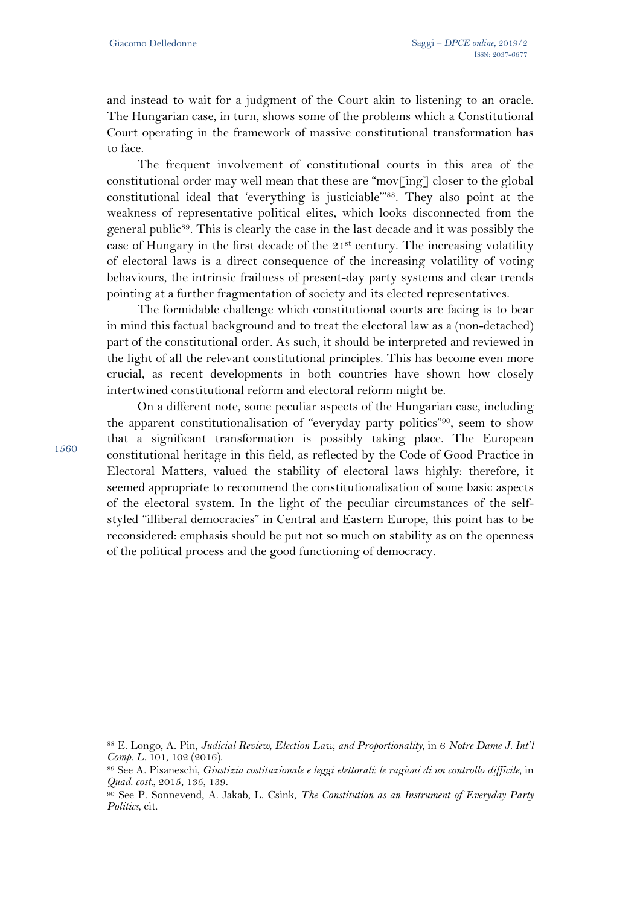and instead to wait for a judgment of the Court akin to listening to an oracle. The Hungarian case, in turn, shows some of the problems which a Constitutional Court operating in the framework of massive constitutional transformation has to face.

The frequent involvement of constitutional courts in this area of the constitutional order may well mean that these are "mov[ing] closer to the global constitutional ideal that 'everything is justiciable'"[88]. They also point at the weakness of representative political elites, which looks disconnected from the general public[89]. This is clearly the case in the last decade and it was possibly the case of Hungary in the first decade of the 21st century. The increasing volatility of electoral laws is a direct consequence of the increasing volatility of voting behaviours, the intrinsic frailness of present-day party systems and clear trends pointing at a further fragmentation of society and its elected representatives.

The formidable challenge which constitutional courts are facing is to bear in mind this factual background and to treat the electoral law as a (non-detached) part of the constitutional order. As such, it should be interpreted and reviewed in the light of all the relevant constitutional principles. This has become even more crucial, as recent developments in both countries have shown how closely intertwined constitutional reform and electoral reform might be.

On a different note, some peculiar aspects of the Hungarian case, including the apparent constitutionalisation of "everyday party politics"[90], seem to show that a significant transformation is possibly taking place. The European constitutional heritage in this field, as reflected by the Code of Good Practice in Electoral Matters, valued the stability of electoral laws highly: therefore, it seemed appropriate to recommend the constitutionalisation of some basic aspects of the electoral system. In the light of the peculiar circumstances of the self-styled "illiberal democracies" in Central and Eastern Europe, this point has to be reconsidered: emphasis should be put not so much on stability as on the openness of the political process and the good functioning of democracy.

---

[88] E. Longo, A. Pin, *Judicial Review, Election Law, and Proportionality*, in 6 *Notre Dame J. Int'l Comp. L.* 101, 102 (2016).

[89] See A. Pisaneschi, *Giustizia costituzionale e leggi elettorali: le ragioni di un controllo difficile*, in *Quad. cost.*, 2015, 135, 139.

[90] See P. Sonnevend, A. Jakab, L. Csink, *The Constitution as an Instrument of Everyday Party Politics*, cit.